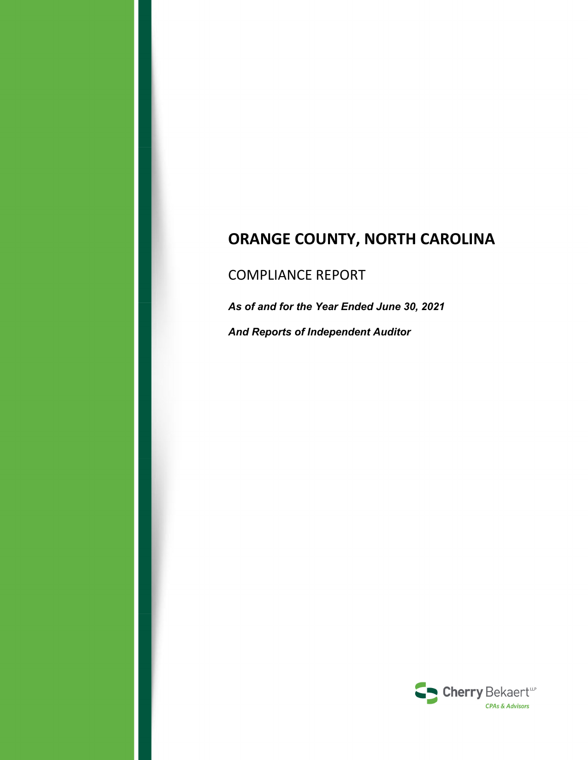# ORANGE COUNTY, NORTH CAROLINA

## COMPLIANCE REPORT

***As of and for the Year Ended June 30, 2021***

***And Reports of Independent Auditor***

Cherry Bekaert LLP

*CPAs & Advisors*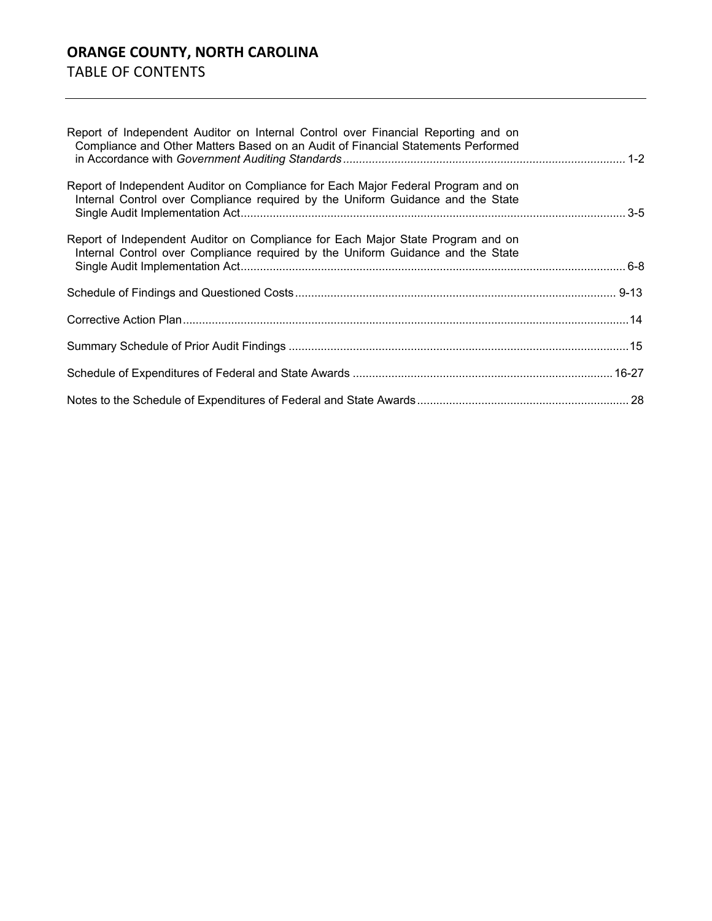# ORANGE COUNTY, NORTH CAROLINA

TABLE OF CONTENTS

| | |
|---|---|
| Report of Independent Auditor on Internal Control over Financial Reporting and on Compliance and Other Matters Based on an Audit of Financial Statements Performed in Accordance with *Government Auditing Standards* | 1-2 |
| Report of Independent Auditor on Compliance for Each Major Federal Program and on Internal Control over Compliance required by the Uniform Guidance and the State Single Audit Implementation Act | 3-5 |
| Report of Independent Auditor on Compliance for Each Major State Program and on Internal Control over Compliance required by the Uniform Guidance and the State Single Audit Implementation Act | 6-8 |
| Schedule of Findings and Questioned Costs | 9-13 |
| Corrective Action Plan | 14 |
| Summary Schedule of Prior Audit Findings | 15 |
| Schedule of Expenditures of Federal and State Awards | 16-27 |
| Notes to the Schedule of Expenditures of Federal and State Awards | 28 |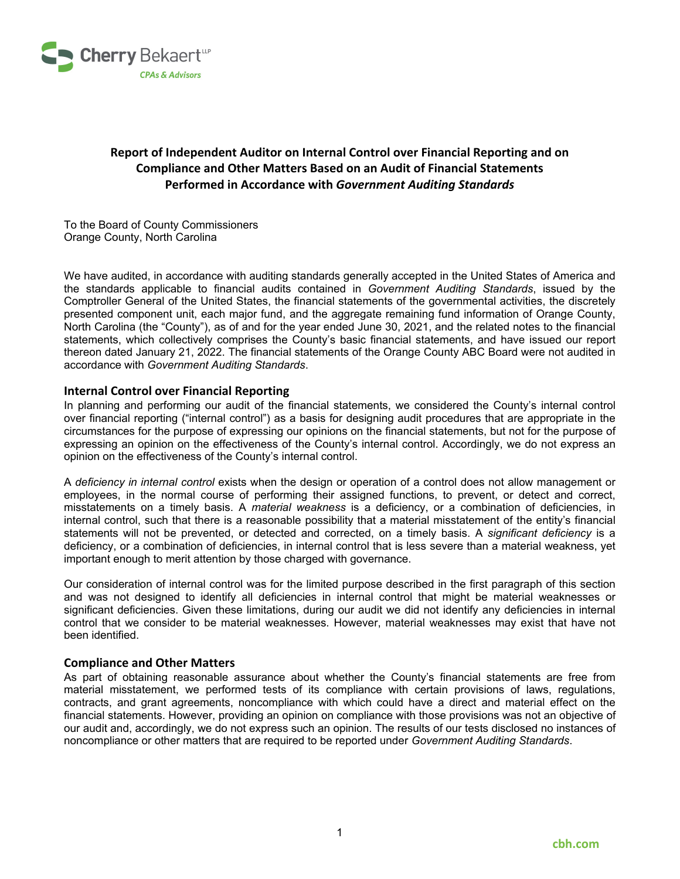# Report of Independent Auditor on Internal Control over Financial Reporting and on Compliance and Other Matters Based on an Audit of Financial Statements Performed in Accordance with *Government Auditing Standards*

To the Board of County Commissioners
Orange County, North Carolina

We have audited, in accordance with auditing standards generally accepted in the United States of America and the standards applicable to financial audits contained in *Government Auditing Standards*, issued by the Comptroller General of the United States, the financial statements of the governmental activities, the discretely presented component unit, each major fund, and the aggregate remaining fund information of Orange County, North Carolina (the "County"), as of and for the year ended June 30, 2021, and the related notes to the financial statements, which collectively comprises the County's basic financial statements, and have issued our report thereon dated January 21, 2022. The financial statements of the Orange County ABC Board were not audited in accordance with *Government Auditing Standards*.

## Internal Control over Financial Reporting

In planning and performing our audit of the financial statements, we considered the County's internal control over financial reporting ("internal control") as a basis for designing audit procedures that are appropriate in the circumstances for the purpose of expressing our opinions on the financial statements, but not for the purpose of expressing an opinion on the effectiveness of the County's internal control. Accordingly, we do not express an opinion on the effectiveness of the County's internal control.

A *deficiency in internal control* exists when the design or operation of a control does not allow management or employees, in the normal course of performing their assigned functions, to prevent, or detect and correct, misstatements on a timely basis. A *material weakness* is a deficiency, or a combination of deficiencies, in internal control, such that there is a reasonable possibility that a material misstatement of the entity's financial statements will not be prevented, or detected and corrected, on a timely basis. A *significant deficiency* is a deficiency, or a combination of deficiencies, in internal control that is less severe than a material weakness, yet important enough to merit attention by those charged with governance.

Our consideration of internal control was for the limited purpose described in the first paragraph of this section and was not designed to identify all deficiencies in internal control that might be material weaknesses or significant deficiencies. Given these limitations, during our audit we did not identify any deficiencies in internal control that we consider to be material weaknesses. However, material weaknesses may exist that have not been identified.

## Compliance and Other Matters

As part of obtaining reasonable assurance about whether the County's financial statements are free from material misstatement, we performed tests of its compliance with certain provisions of laws, regulations, contracts, and grant agreements, noncompliance with which could have a direct and material effect on the financial statements. However, providing an opinion on compliance with those provisions was not an objective of our audit and, accordingly, we do not express such an opinion. The results of our tests disclosed no instances of noncompliance or other matters that are required to be reported under *Government Auditing Standards*.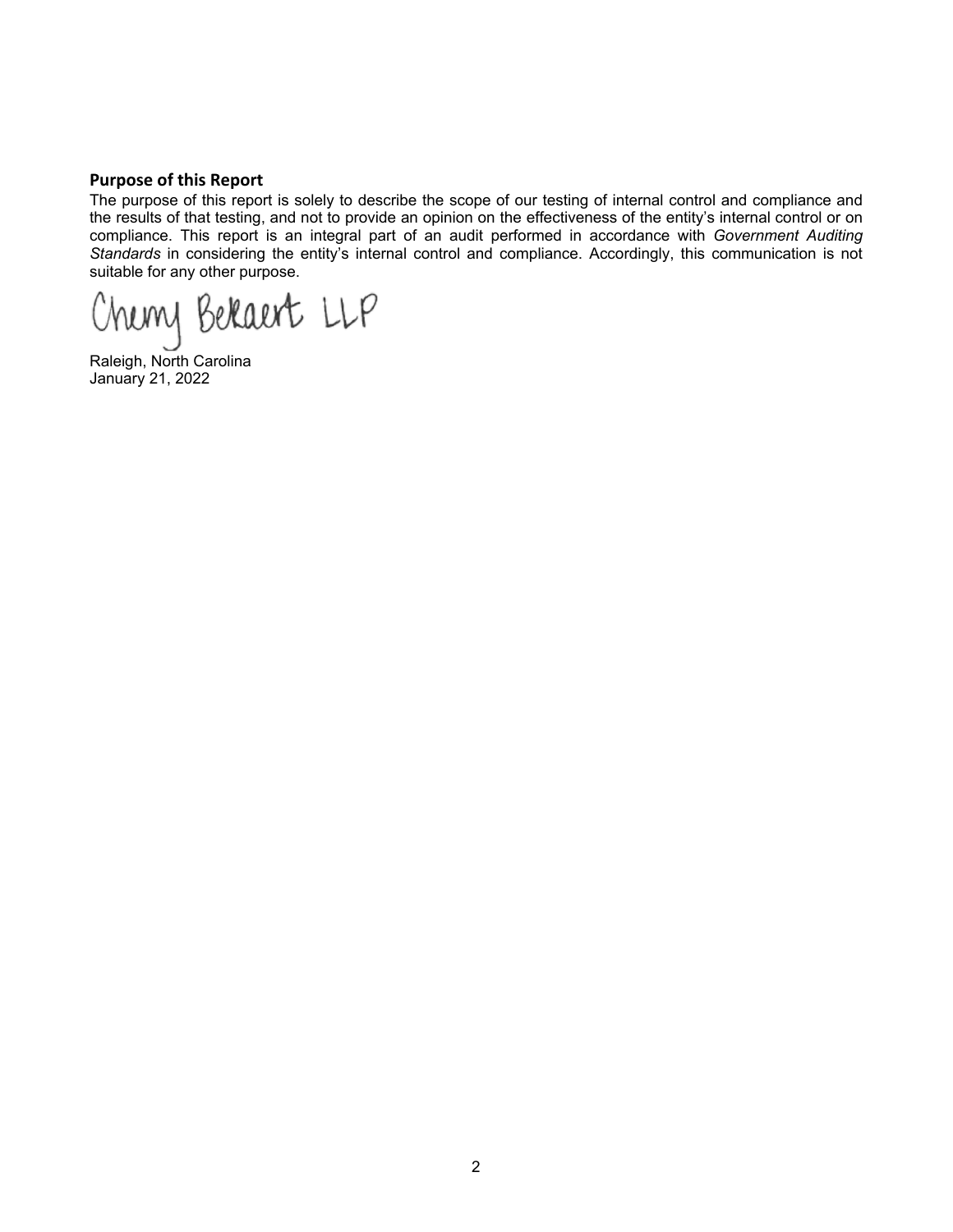**Purpose of this Report**

The purpose of this report is solely to describe the scope of our testing of internal control and compliance and the results of that testing, and not to provide an opinion on the effectiveness of the entity's internal control or on compliance. This report is an integral part of an audit performed in accordance with *Government Auditing Standards* in considering the entity's internal control and compliance. Accordingly, this communication is not suitable for any other purpose.

Cherry Bekaert LLP

Raleigh, North Carolina
January 21, 2022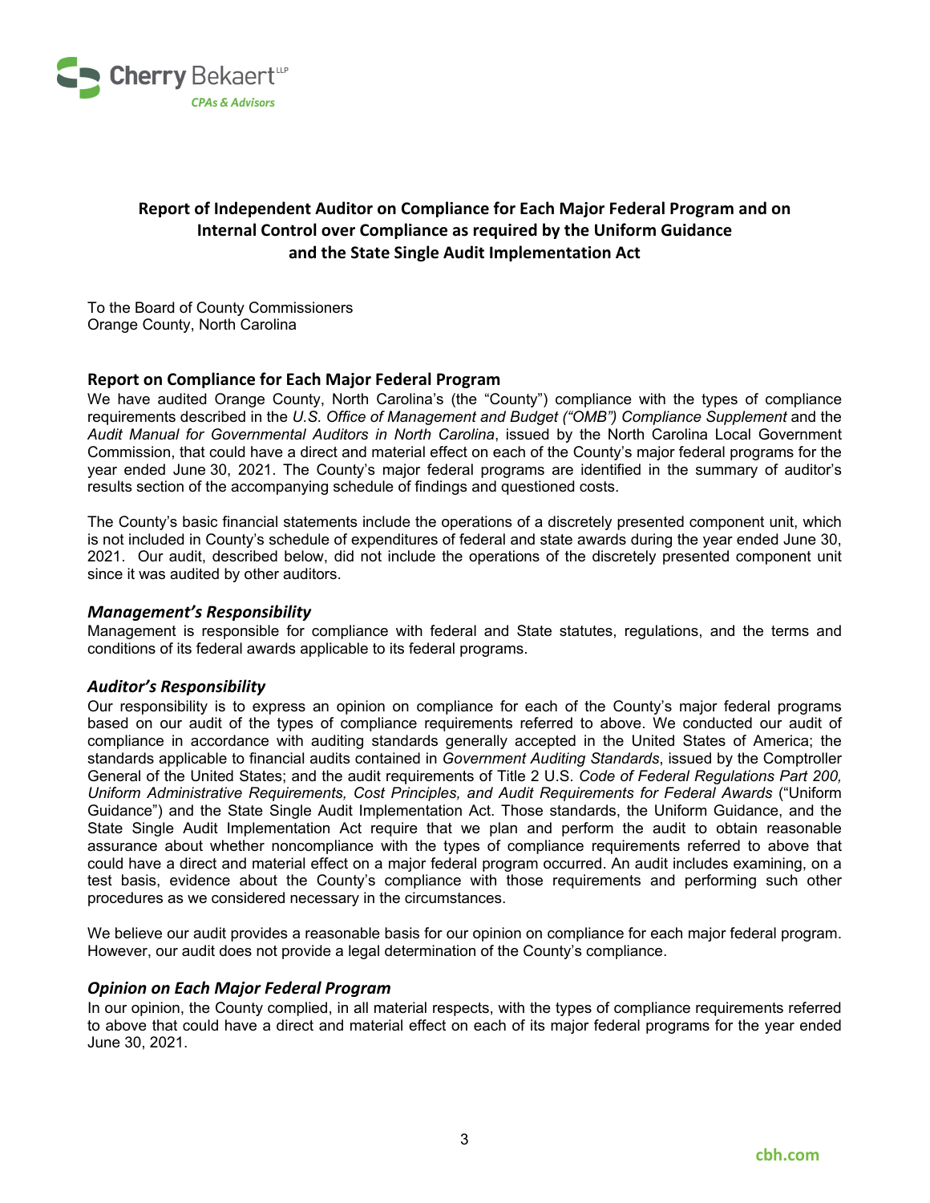# Report of Independent Auditor on Compliance for Each Major Federal Program and on Internal Control over Compliance as required by the Uniform Guidance and the State Single Audit Implementation Act

To the Board of County Commissioners
Orange County, North Carolina

## Report on Compliance for Each Major Federal Program

We have audited Orange County, North Carolina's (the "County") compliance with the types of compliance requirements described in the *U.S. Office of Management and Budget ("OMB") Compliance Supplement* and the *Audit Manual for Governmental Auditors in North Carolina*, issued by the North Carolina Local Government Commission, that could have a direct and material effect on each of the County's major federal programs for the year ended June 30, 2021. The County's major federal programs are identified in the summary of auditor's results section of the accompanying schedule of findings and questioned costs.

The County's basic financial statements include the operations of a discretely presented component unit, which is not included in County's schedule of expenditures of federal and state awards during the year ended June 30, 2021. Our audit, described below, did not include the operations of the discretely presented component unit since it was audited by other auditors.

### *Management's Responsibility*

Management is responsible for compliance with federal and State statutes, regulations, and the terms and conditions of its federal awards applicable to its federal programs.

### *Auditor's Responsibility*

Our responsibility is to express an opinion on compliance for each of the County's major federal programs based on our audit of the types of compliance requirements referred to above. We conducted our audit of compliance in accordance with auditing standards generally accepted in the United States of America; the standards applicable to financial audits contained in *Government Auditing Standards*, issued by the Comptroller General of the United States; and the audit requirements of Title 2 U.S. *Code of Federal Regulations Part 200, Uniform Administrative Requirements, Cost Principles, and Audit Requirements for Federal Awards* ("Uniform Guidance") and the State Single Audit Implementation Act. Those standards, the Uniform Guidance, and the State Single Audit Implementation Act require that we plan and perform the audit to obtain reasonable assurance about whether noncompliance with the types of compliance requirements referred to above that could have a direct and material effect on a major federal program occurred. An audit includes examining, on a test basis, evidence about the County's compliance with those requirements and performing such other procedures as we considered necessary in the circumstances.

We believe our audit provides a reasonable basis for our opinion on compliance for each major federal program. However, our audit does not provide a legal determination of the County's compliance.

### *Opinion on Each Major Federal Program*

In our opinion, the County complied, in all material respects, with the types of compliance requirements referred to above that could have a direct and material effect on each of its major federal programs for the year ended June 30, 2021.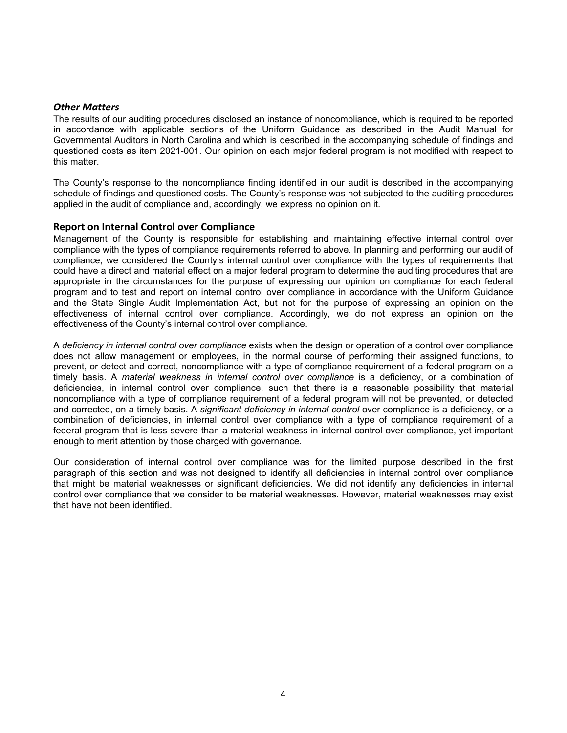### *Other Matters*

The results of our auditing procedures disclosed an instance of noncompliance, which is required to be reported in accordance with applicable sections of the Uniform Guidance as described in the Audit Manual for Governmental Auditors in North Carolina and which is described in the accompanying schedule of findings and questioned costs as item 2021-001. Our opinion on each major federal program is not modified with respect to this matter.

The County's response to the noncompliance finding identified in our audit is described in the accompanying schedule of findings and questioned costs. The County's response was not subjected to the auditing procedures applied in the audit of compliance and, accordingly, we express no opinion on it.

## Report on Internal Control over Compliance

Management of the County is responsible for establishing and maintaining effective internal control over compliance with the types of compliance requirements referred to above. In planning and performing our audit of compliance, we considered the County's internal control over compliance with the types of requirements that could have a direct and material effect on a major federal program to determine the auditing procedures that are appropriate in the circumstances for the purpose of expressing our opinion on compliance for each federal program and to test and report on internal control over compliance in accordance with the Uniform Guidance and the State Single Audit Implementation Act, but not for the purpose of expressing an opinion on the effectiveness of internal control over compliance. Accordingly, we do not express an opinion on the effectiveness of the County's internal control over compliance.

A *deficiency in internal control over compliance* exists when the design or operation of a control over compliance does not allow management or employees, in the normal course of performing their assigned functions, to prevent, or detect and correct, noncompliance with a type of compliance requirement of a federal program on a timely basis. A *material weakness in internal control over compliance* is a deficiency, or a combination of deficiencies, in internal control over compliance, such that there is a reasonable possibility that material noncompliance with a type of compliance requirement of a federal program will not be prevented, or detected and corrected, on a timely basis. A *significant deficiency in internal control* over compliance is a deficiency, or a combination of deficiencies, in internal control over compliance with a type of compliance requirement of a federal program that is less severe than a material weakness in internal control over compliance, yet important enough to merit attention by those charged with governance.

Our consideration of internal control over compliance was for the limited purpose described in the first paragraph of this section and was not designed to identify all deficiencies in internal control over compliance that might be material weaknesses or significant deficiencies. We did not identify any deficiencies in internal control over compliance that we consider to be material weaknesses. However, material weaknesses may exist that have not been identified.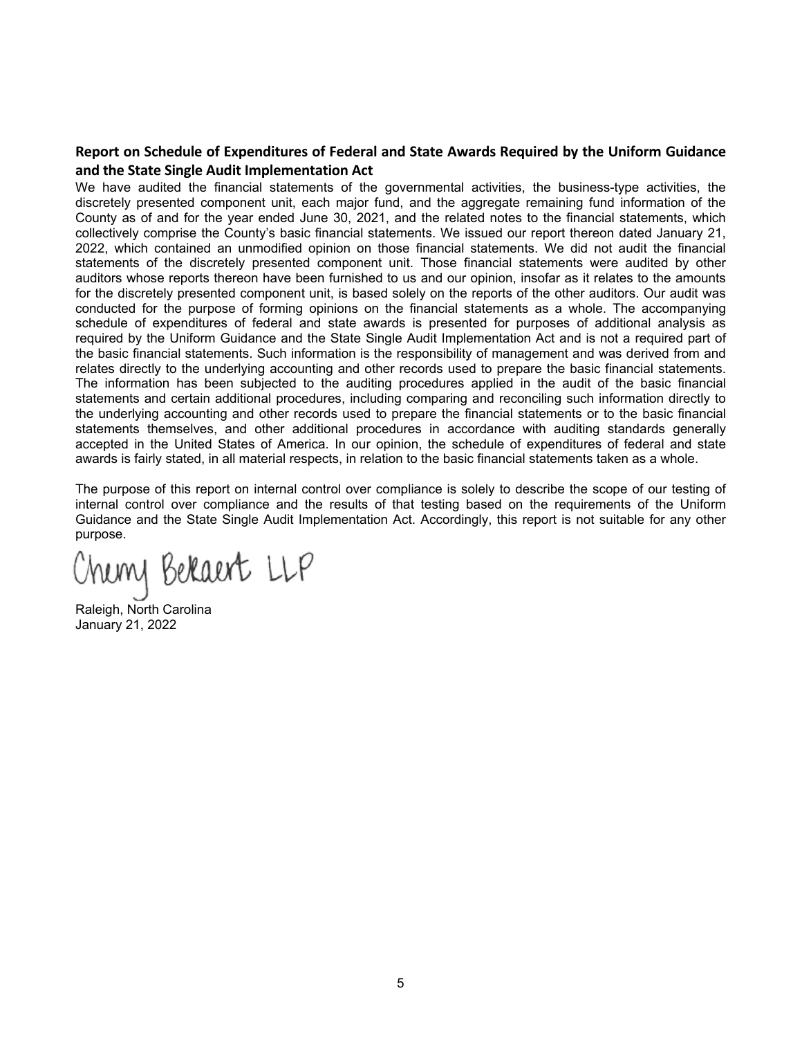### Report on Schedule of Expenditures of Federal and State Awards Required by the Uniform Guidance and the State Single Audit Implementation Act

We have audited the financial statements of the governmental activities, the business-type activities, the discretely presented component unit, each major fund, and the aggregate remaining fund information of the County as of and for the year ended June 30, 2021, and the related notes to the financial statements, which collectively comprise the County's basic financial statements. We issued our report thereon dated January 21, 2022, which contained an unmodified opinion on those financial statements. We did not audit the financial statements of the discretely presented component unit. Those financial statements were audited by other auditors whose reports thereon have been furnished to us and our opinion, insofar as it relates to the amounts for the discretely presented component unit, is based solely on the reports of the other auditors. Our audit was conducted for the purpose of forming opinions on the financial statements as a whole. The accompanying schedule of expenditures of federal and state awards is presented for purposes of additional analysis as required by the Uniform Guidance and the State Single Audit Implementation Act and is not a required part of the basic financial statements. Such information is the responsibility of management and was derived from and relates directly to the underlying accounting and other records used to prepare the basic financial statements. The information has been subjected to the auditing procedures applied in the audit of the basic financial statements and certain additional procedures, including comparing and reconciling such information directly to the underlying accounting and other records used to prepare the financial statements or to the basic financial statements themselves, and other additional procedures in accordance with auditing standards generally accepted in the United States of America. In our opinion, the schedule of expenditures of federal and state awards is fairly stated, in all material respects, in relation to the basic financial statements taken as a whole.

The purpose of this report on internal control over compliance is solely to describe the scope of our testing of internal control over compliance and the results of that testing based on the requirements of the Uniform Guidance and the State Single Audit Implementation Act. Accordingly, this report is not suitable for any other purpose.

Cherry Bekaert LLP

Raleigh, North Carolina
January 21, 2022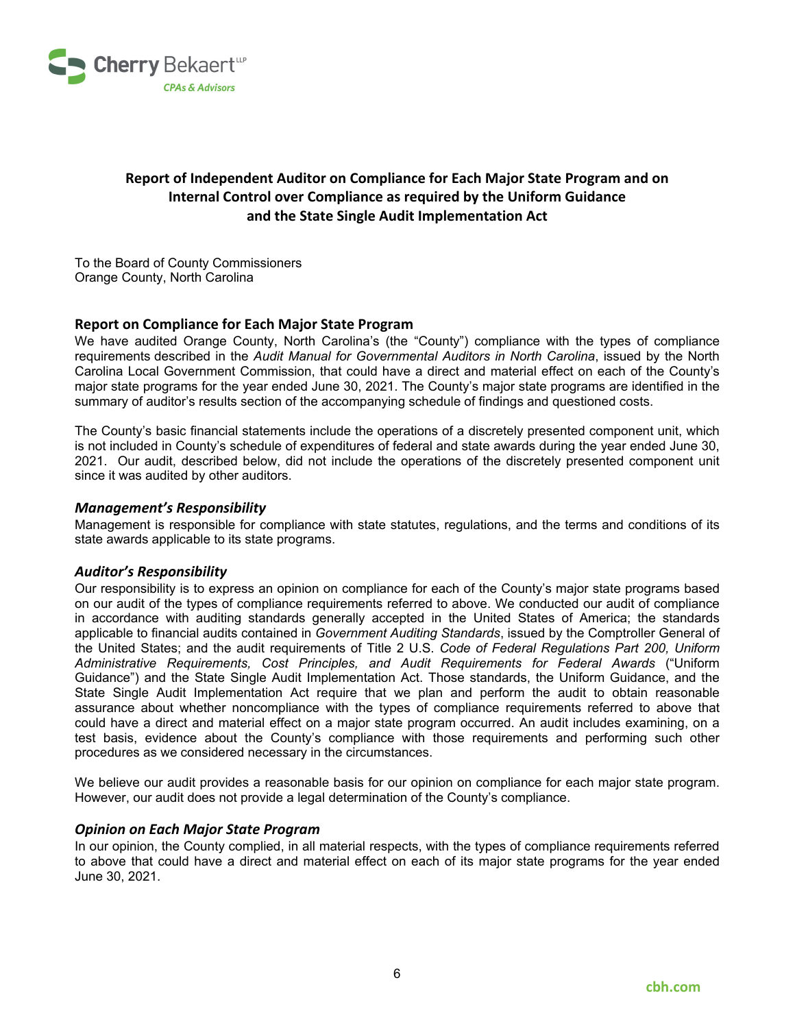# Report of Independent Auditor on Compliance for Each Major State Program and on Internal Control over Compliance as required by the Uniform Guidance and the State Single Audit Implementation Act

To the Board of County Commissioners
Orange County, North Carolina

## Report on Compliance for Each Major State Program

We have audited Orange County, North Carolina's (the "County") compliance with the types of compliance requirements described in the *Audit Manual for Governmental Auditors in North Carolina*, issued by the North Carolina Local Government Commission, that could have a direct and material effect on each of the County's major state programs for the year ended June 30, 2021. The County's major state programs are identified in the summary of auditor's results section of the accompanying schedule of findings and questioned costs.

The County's basic financial statements include the operations of a discretely presented component unit, which is not included in County's schedule of expenditures of federal and state awards during the year ended June 30, 2021. Our audit, described below, did not include the operations of the discretely presented component unit since it was audited by other auditors.

### *Management's Responsibility*

Management is responsible for compliance with state statutes, regulations, and the terms and conditions of its state awards applicable to its state programs.

### *Auditor's Responsibility*

Our responsibility is to express an opinion on compliance for each of the County's major state programs based on our audit of the types of compliance requirements referred to above. We conducted our audit of compliance in accordance with auditing standards generally accepted in the United States of America; the standards applicable to financial audits contained in *Government Auditing Standards*, issued by the Comptroller General of the United States; and the audit requirements of Title 2 U.S. *Code of Federal Regulations Part 200, Uniform Administrative Requirements, Cost Principles, and Audit Requirements for Federal Awards* ("Uniform Guidance") and the State Single Audit Implementation Act. Those standards, the Uniform Guidance, and the State Single Audit Implementation Act require that we plan and perform the audit to obtain reasonable assurance about whether noncompliance with the types of compliance requirements referred to above that could have a direct and material effect on a major state program occurred. An audit includes examining, on a test basis, evidence about the County's compliance with those requirements and performing such other procedures as we considered necessary in the circumstances.

We believe our audit provides a reasonable basis for our opinion on compliance for each major state program. However, our audit does not provide a legal determination of the County's compliance.

### *Opinion on Each Major State Program*

In our opinion, the County complied, in all material respects, with the types of compliance requirements referred to above that could have a direct and material effect on each of its major state programs for the year ended June 30, 2021.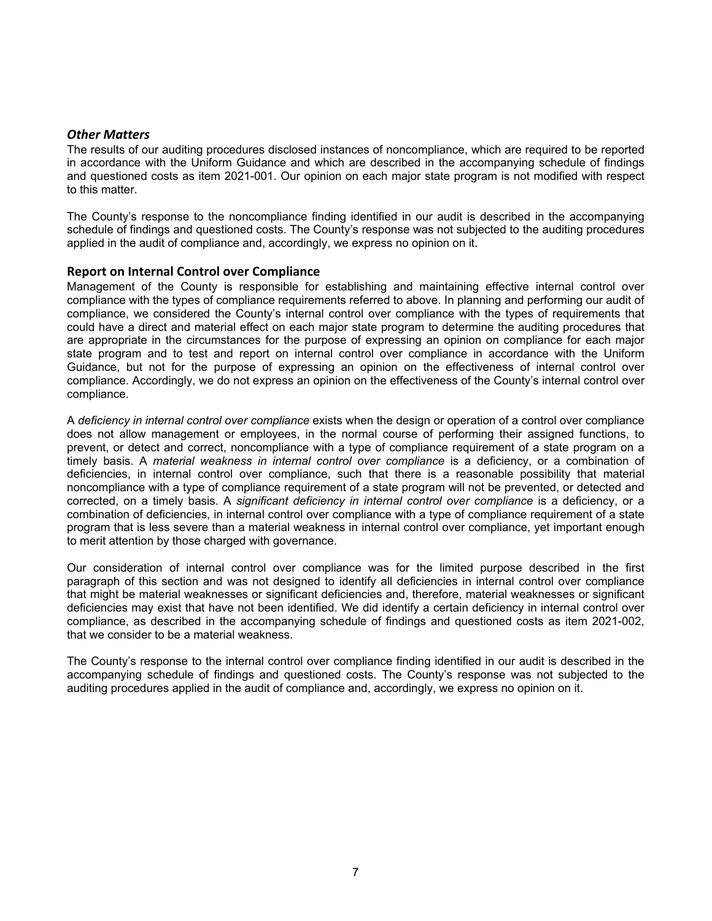### *Other Matters*

The results of our auditing procedures disclosed instances of noncompliance, which are required to be reported in accordance with the Uniform Guidance and which are described in the accompanying schedule of findings and questioned costs as item 2021-001. Our opinion on each major state program is not modified with respect to this matter.

The County's response to the noncompliance finding identified in our audit is described in the accompanying schedule of findings and questioned costs. The County's response was not subjected to the auditing procedures applied in the audit of compliance and, accordingly, we express no opinion on it.

## Report on Internal Control over Compliance

Management of the County is responsible for establishing and maintaining effective internal control over compliance with the types of compliance requirements referred to above. In planning and performing our audit of compliance, we considered the County's internal control over compliance with the types of requirements that could have a direct and material effect on each major state program to determine the auditing procedures that are appropriate in the circumstances for the purpose of expressing an opinion on compliance for each major state program and to test and report on internal control over compliance in accordance with the Uniform Guidance, but not for the purpose of expressing an opinion on the effectiveness of internal control over compliance. Accordingly, we do not express an opinion on the effectiveness of the County's internal control over compliance.

A *deficiency in internal control over compliance* exists when the design or operation of a control over compliance does not allow management or employees, in the normal course of performing their assigned functions, to prevent, or detect and correct, noncompliance with a type of compliance requirement of a state program on a timely basis. A *material weakness in internal control over compliance* is a deficiency, or a combination of deficiencies, in internal control over compliance, such that there is a reasonable possibility that material noncompliance with a type of compliance requirement of a state program will not be prevented, or detected and corrected, on a timely basis. A *significant deficiency in internal control over compliance* is a deficiency, or a combination of deficiencies, in internal control over compliance with a type of compliance requirement of a state program that is less severe than a material weakness in internal control over compliance, yet important enough to merit attention by those charged with governance.

Our consideration of internal control over compliance was for the limited purpose described in the first paragraph of this section and was not designed to identify all deficiencies in internal control over compliance that might be material weaknesses or significant deficiencies and, therefore, material weaknesses or significant deficiencies may exist that have not been identified. We did identify a certain deficiency in internal control over compliance, as described in the accompanying schedule of findings and questioned costs as item 2021-002, that we consider to be a material weakness.

The County's response to the internal control over compliance finding identified in our audit is described in the accompanying schedule of findings and questioned costs. The County's response was not subjected to the auditing procedures applied in the audit of compliance and, accordingly, we express no opinion on it.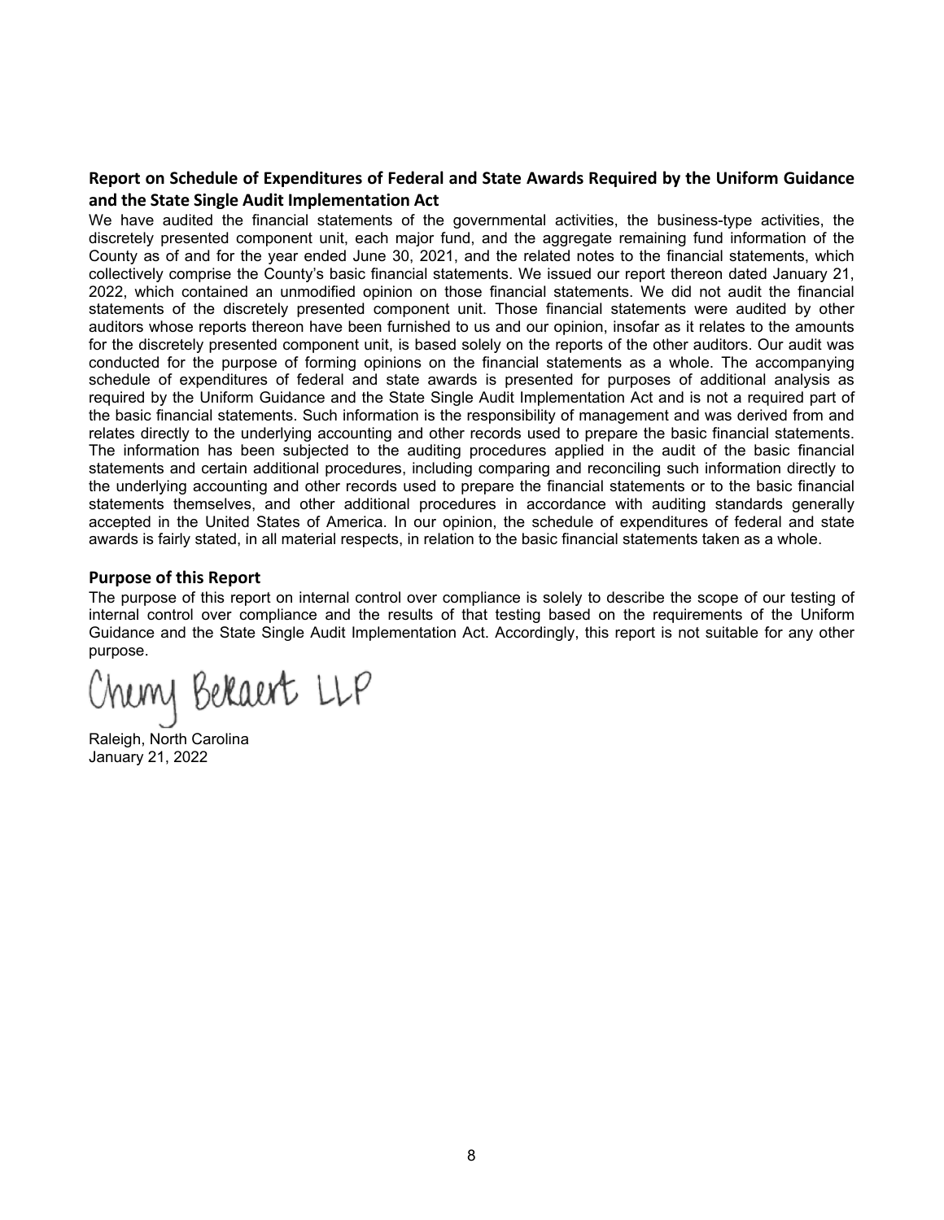## Report on Schedule of Expenditures of Federal and State Awards Required by the Uniform Guidance and the State Single Audit Implementation Act

We have audited the financial statements of the governmental activities, the business-type activities, the discretely presented component unit, each major fund, and the aggregate remaining fund information of the County as of and for the year ended June 30, 2021, and the related notes to the financial statements, which collectively comprise the County's basic financial statements. We issued our report thereon dated January 21, 2022, which contained an unmodified opinion on those financial statements. We did not audit the financial statements of the discretely presented component unit. Those financial statements were audited by other auditors whose reports thereon have been furnished to us and our opinion, insofar as it relates to the amounts for the discretely presented component unit, is based solely on the reports of the other auditors. Our audit was conducted for the purpose of forming opinions on the financial statements as a whole. The accompanying schedule of expenditures of federal and state awards is presented for purposes of additional analysis as required by the Uniform Guidance and the State Single Audit Implementation Act and is not a required part of the basic financial statements. Such information is the responsibility of management and was derived from and relates directly to the underlying accounting and other records used to prepare the basic financial statements. The information has been subjected to the auditing procedures applied in the audit of the basic financial statements and certain additional procedures, including comparing and reconciling such information directly to the underlying accounting and other records used to prepare the financial statements or to the basic financial statements themselves, and other additional procedures in accordance with auditing standards generally accepted in the United States of America. In our opinion, the schedule of expenditures of federal and state awards is fairly stated, in all material respects, in relation to the basic financial statements taken as a whole.

## Purpose of this Report

The purpose of this report on internal control over compliance is solely to describe the scope of our testing of internal control over compliance and the results of that testing based on the requirements of the Uniform Guidance and the State Single Audit Implementation Act. Accordingly, this report is not suitable for any other purpose.

Cherry Bekaert LLP

Raleigh, North Carolina
January 21, 2022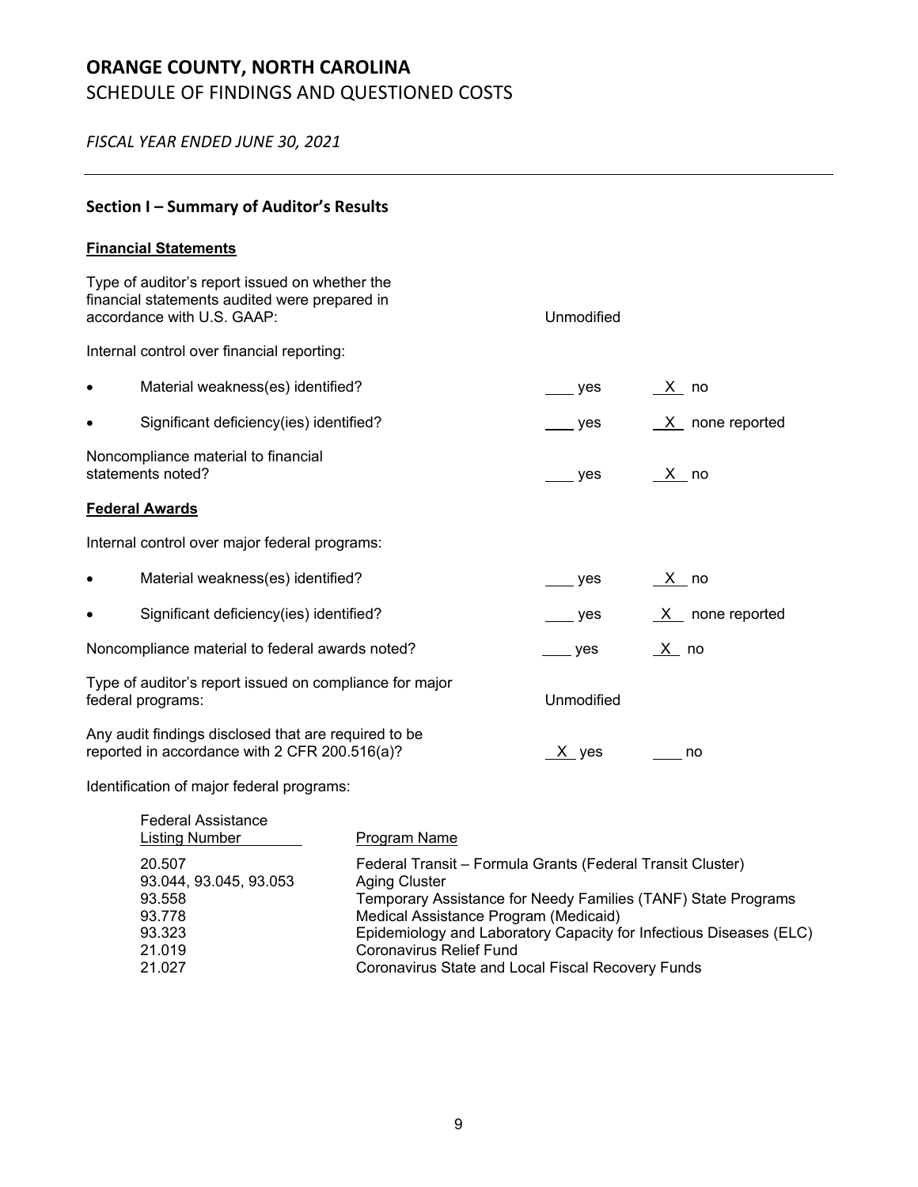# ORANGE COUNTY, NORTH CAROLINA

SCHEDULE OF FINDINGS AND QUESTIONED COSTS

*FISCAL YEAR ENDED JUNE 30, 2021*

---

## Section I – Summary of Auditor's Results

**Financial Statements**

Type of auditor's report issued on whether the financial statements audited were prepared in accordance with U.S. GAAP: Unmodified

Internal control over financial reporting:

- Material weakness(es) identified? ___ yes _X_ no
- Significant deficiency(ies) identified? ___ yes _X_ none reported

Noncompliance material to financial statements noted? ___ yes _X_ no

**Federal Awards**

Internal control over major federal programs:

- Material weakness(es) identified? ___ yes _X_ no
- Significant deficiency(ies) identified? ___ yes _X_ none reported

Noncompliance material to federal awards noted? ___ yes _X_ no

Type of auditor's report issued on compliance for major federal programs: Unmodified

Any audit findings disclosed that are required to be reported in accordance with 2 CFR 200.516(a)? _X_ yes ___ no

Identification of major federal programs:

| Federal Assistance Listing Number | Program Name |
|---|---|
| 20.507 | Federal Transit – Formula Grants (Federal Transit Cluster) |
| 93.044, 93.045, 93.053 | Aging Cluster |
| 93.558 | Temporary Assistance for Needy Families (TANF) State Programs |
| 93.778 | Medical Assistance Program (Medicaid) |
| 93.323 | Epidemiology and Laboratory Capacity for Infectious Diseases (ELC) |
| 21.019 | Coronavirus Relief Fund |
| 21.027 | Coronavirus State and Local Fiscal Recovery Funds |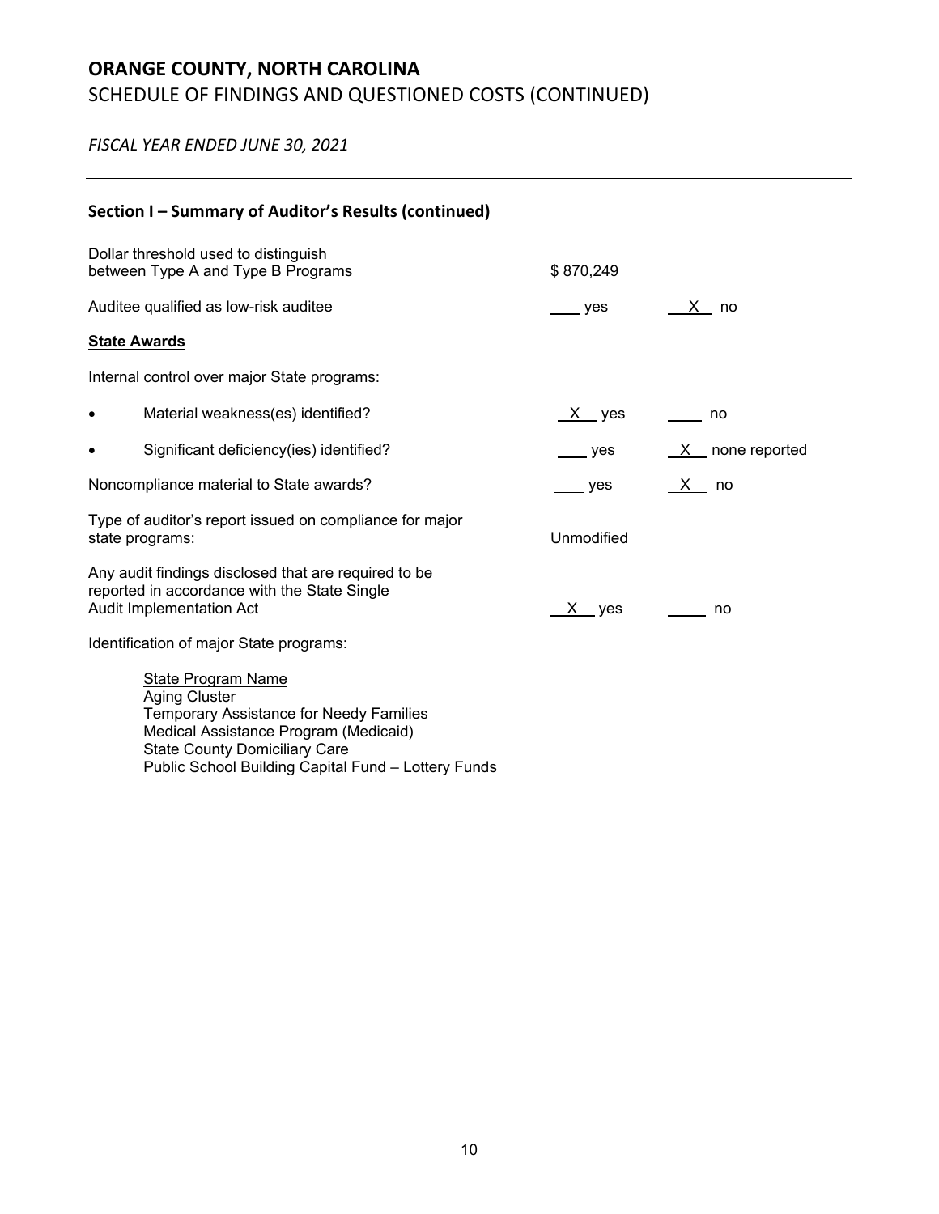# ORANGE COUNTY, NORTH CAROLINA
SCHEDULE OF FINDINGS AND QUESTIONED COSTS (CONTINUED)

*FISCAL YEAR ENDED JUNE 30, 2021*

---

## Section I – Summary of Auditor's Results (continued)

| | | |
|---|---|---|
| Dollar threshold used to distinguish between Type A and Type B Programs | $ 870,249 | |
| Auditee qualified as low-risk auditee | ___ yes | _X_ no |

**State Awards**

Internal control over major State programs:

| | | |
|---|---|---|
| • Material weakness(es) identified? | _X_ yes | ___ no |
| • Significant deficiency(ies) identified? | ___ yes | _X_ none reported |
| Noncompliance material to State awards? | ___ yes | _X_ no |
| Type of auditor's report issued on compliance for major state programs: | Unmodified | |
| Any audit findings disclosed that are required to be reported in accordance with the State Single Audit Implementation Act | _X_ yes | ___ no |

Identification of major State programs:

State Program Name
Aging Cluster
Temporary Assistance for Needy Families
Medical Assistance Program (Medicaid)
State County Domiciliary Care
Public School Building Capital Fund – Lottery Funds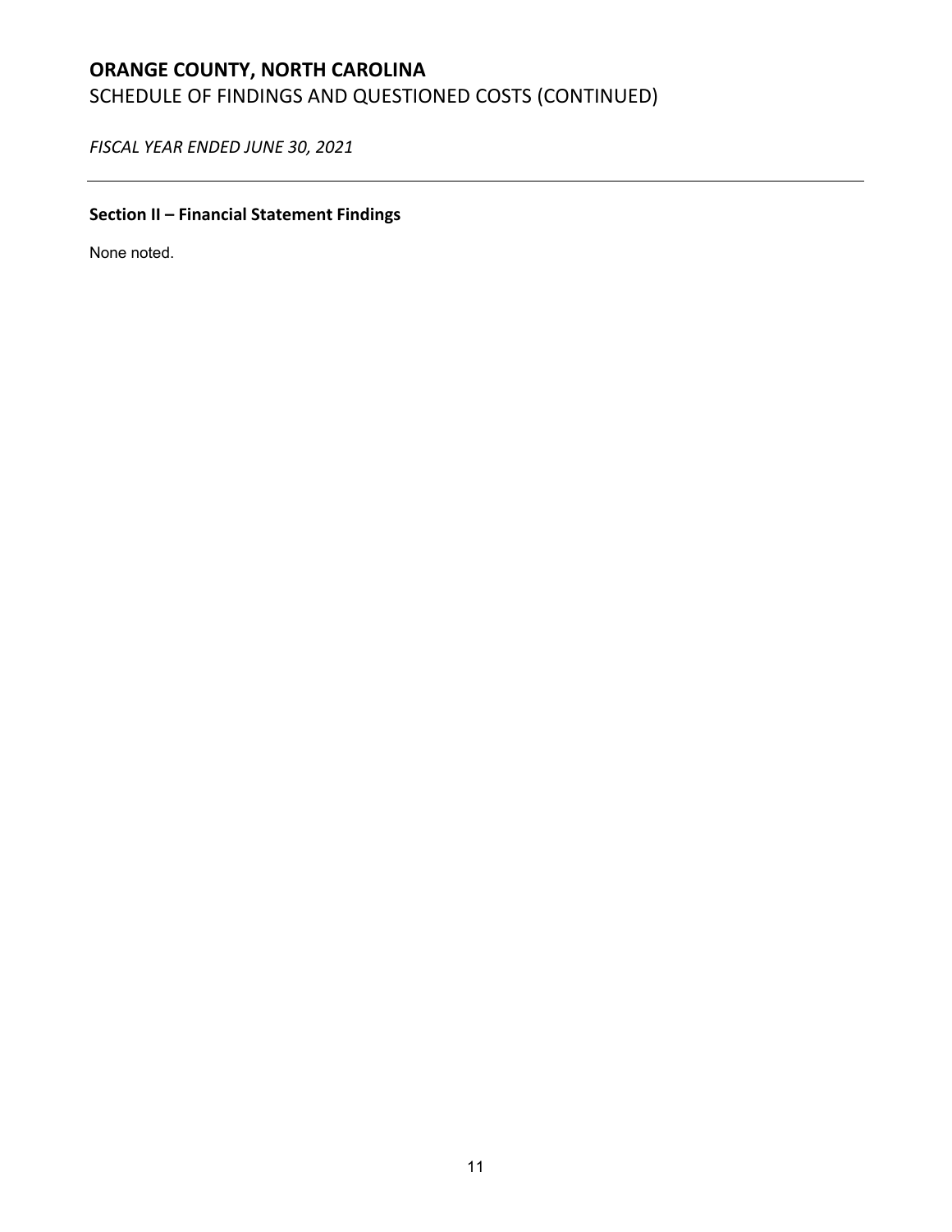# ORANGE COUNTY, NORTH CAROLINA
SCHEDULE OF FINDINGS AND QUESTIONED COSTS (CONTINUED)

*FISCAL YEAR ENDED JUNE 30, 2021*

---

## Section II – Financial Statement Findings

None noted.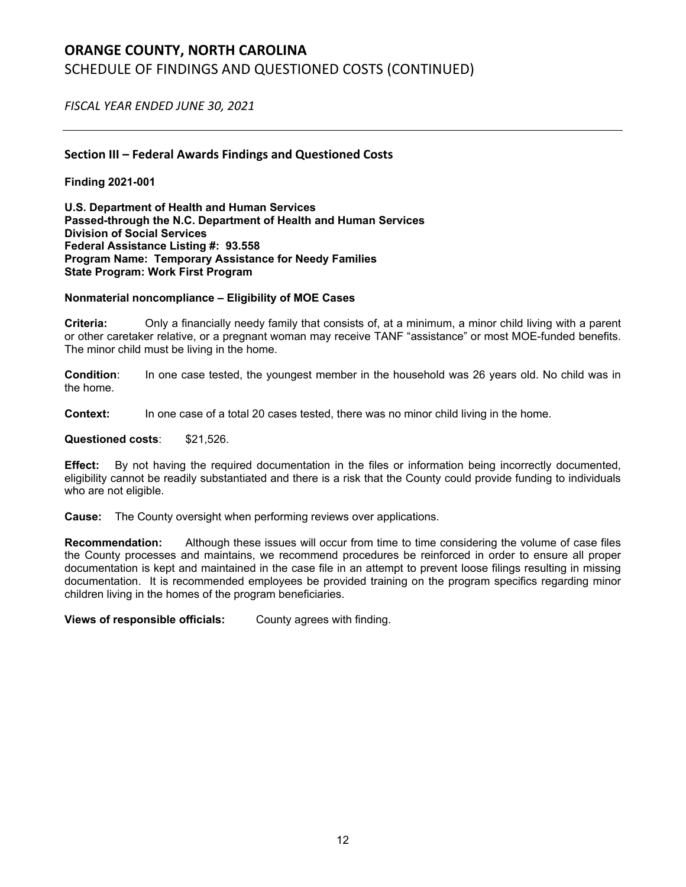# ORANGE COUNTY, NORTH CAROLINA

SCHEDULE OF FINDINGS AND QUESTIONED COSTS (CONTINUED)

*FISCAL YEAR ENDED JUNE 30, 2021*

---

## Section III – Federal Awards Findings and Questioned Costs

**Finding 2021-001**

**U.S. Department of Health and Human Services**
**Passed-through the N.C. Department of Health and Human Services**
**Division of Social Services**
**Federal Assistance Listing #: 93.558**
**Program Name: Temporary Assistance for Needy Families**
**State Program: Work First Program**

**Nonmaterial noncompliance – Eligibility of MOE Cases**

**Criteria:** Only a financially needy family that consists of, at a minimum, a minor child living with a parent or other caretaker relative, or a pregnant woman may receive TANF "assistance" or most MOE-funded benefits. The minor child must be living in the home.

**Condition**: In one case tested, the youngest member in the household was 26 years old. No child was in the home.

**Context:** In one case of a total 20 cases tested, there was no minor child living in the home.

**Questioned costs**: $21,526.

**Effect:** By not having the required documentation in the files or information being incorrectly documented, eligibility cannot be readily substantiated and there is a risk that the County could provide funding to individuals who are not eligible.

**Cause:** The County oversight when performing reviews over applications.

**Recommendation:** Although these issues will occur from time to time considering the volume of case files the County processes and maintains, we recommend procedures be reinforced in order to ensure all proper documentation is kept and maintained in the case file in an attempt to prevent loose filings resulting in missing documentation. It is recommended employees be provided training on the program specifics regarding minor children living in the homes of the program beneficiaries.

**Views of responsible officials:** County agrees with finding.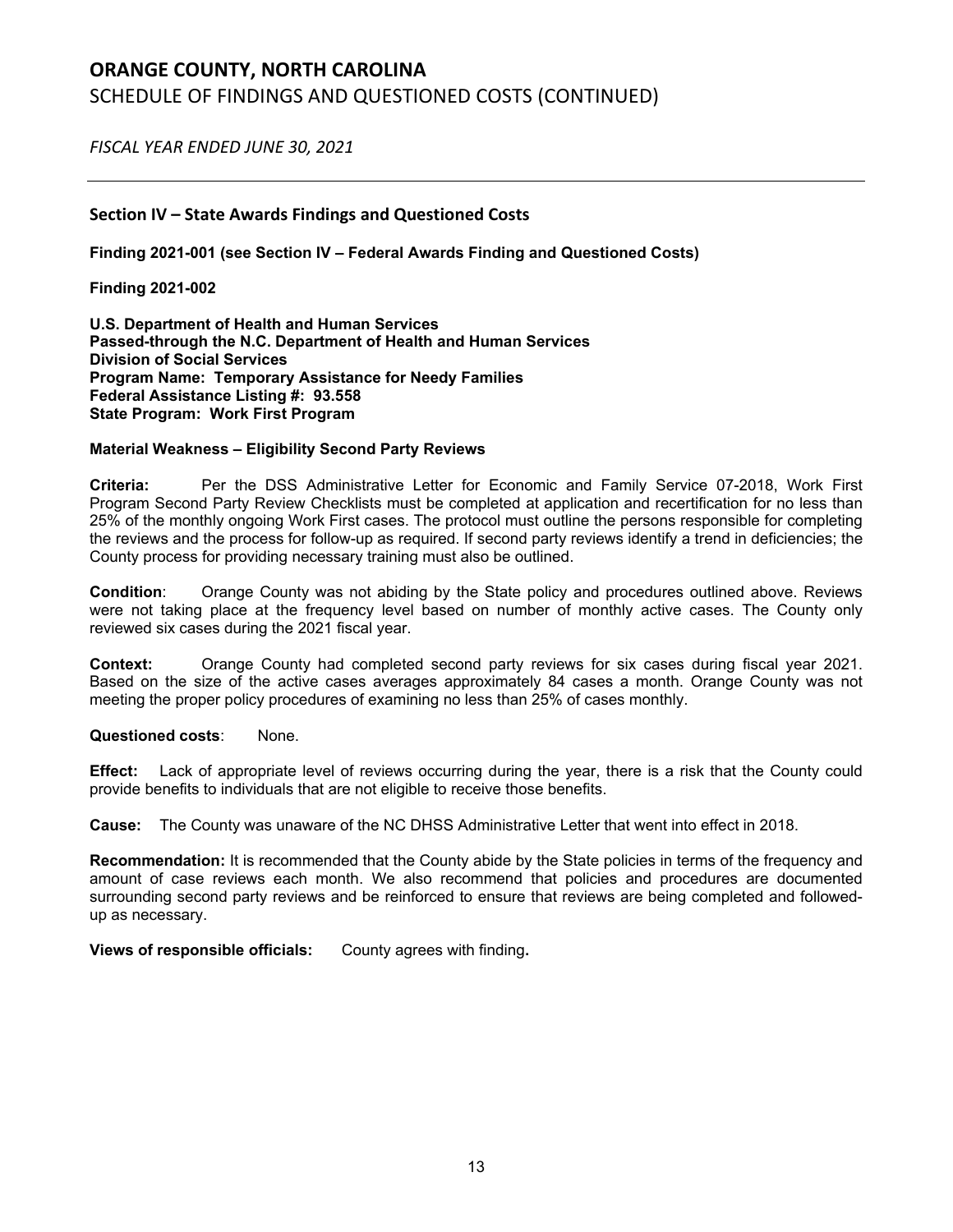# ORANGE COUNTY, NORTH CAROLINA

SCHEDULE OF FINDINGS AND QUESTIONED COSTS (CONTINUED)

*FISCAL YEAR ENDED JUNE 30, 2021*

## Section IV – State Awards Findings and Questioned Costs

**Finding 2021-001 (see Section IV – Federal Awards Finding and Questioned Costs)**

**Finding 2021-002**

**U.S. Department of Health and Human Services**
**Passed-through the N.C. Department of Health and Human Services**
**Division of Social Services**
**Program Name: Temporary Assistance for Needy Families**
**Federal Assistance Listing #: 93.558**
**State Program: Work First Program**

**Material Weakness – Eligibility Second Party Reviews**

**Criteria:** Per the DSS Administrative Letter for Economic and Family Service 07-2018, Work First Program Second Party Review Checklists must be completed at application and recertification for no less than 25% of the monthly ongoing Work First cases. The protocol must outline the persons responsible for completing the reviews and the process for follow-up as required. If second party reviews identify a trend in deficiencies; the County process for providing necessary training must also be outlined.

**Condition**: Orange County was not abiding by the State policy and procedures outlined above. Reviews were not taking place at the frequency level based on number of monthly active cases. The County only reviewed six cases during the 2021 fiscal year.

**Context:** Orange County had completed second party reviews for six cases during fiscal year 2021. Based on the size of the active cases averages approximately 84 cases a month. Orange County was not meeting the proper policy procedures of examining no less than 25% of cases monthly.

**Questioned costs**: None.

**Effect:** Lack of appropriate level of reviews occurring during the year, there is a risk that the County could provide benefits to individuals that are not eligible to receive those benefits.

**Cause:** The County was unaware of the NC DHSS Administrative Letter that went into effect in 2018.

**Recommendation:** It is recommended that the County abide by the State policies in terms of the frequency and amount of case reviews each month. We also recommend that policies and procedures are documented surrounding second party reviews and be reinforced to ensure that reviews are being completed and followed-up as necessary.

**Views of responsible officials:** County agrees with finding**.**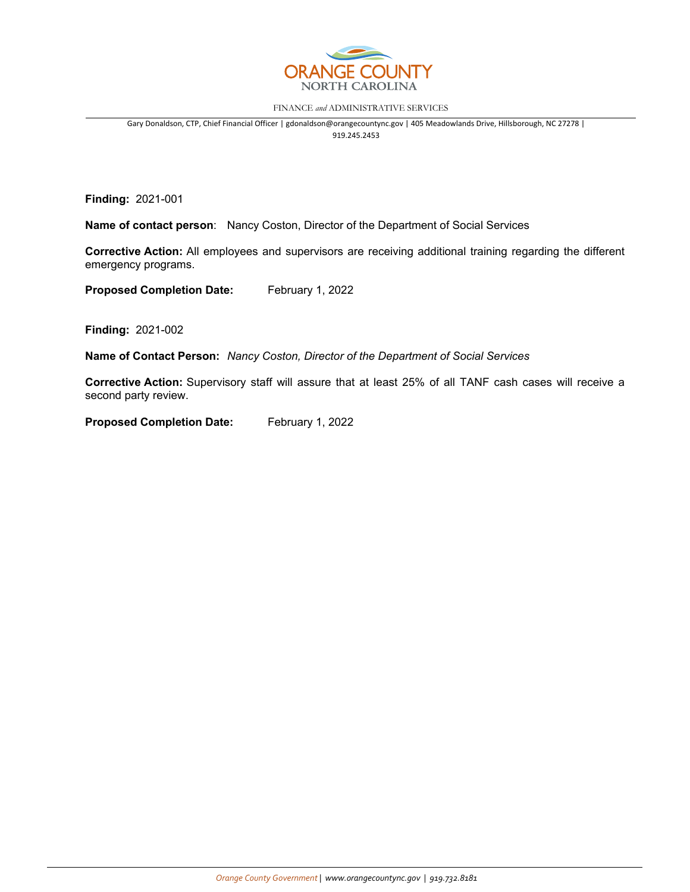**ORANGE COUNTY**
**NORTH CAROLINA**

FINANCE *and* ADMINISTRATIVE SERVICES

Gary Donaldson, CTP, Chief Financial Officer | gdonaldson@orangecountync.gov | 405 Meadowlands Drive, Hillsborough, NC 27278 | 919.245.2453

**Finding:** 2021-001

**Name of contact person**: Nancy Coston, Director of the Department of Social Services

**Corrective Action:** All employees and supervisors are receiving additional training regarding the different emergency programs.

**Proposed Completion Date:** February 1, 2022

**Finding:** 2021-002

**Name of Contact Person:** *Nancy Coston, Director of the Department of Social Services*

**Corrective Action:** Supervisory staff will assure that at least 25% of all TANF cash cases will receive a second party review.

**Proposed Completion Date:** February 1, 2022

*Orange County Government* | *www.orangecountync.gov | 919.732.8181*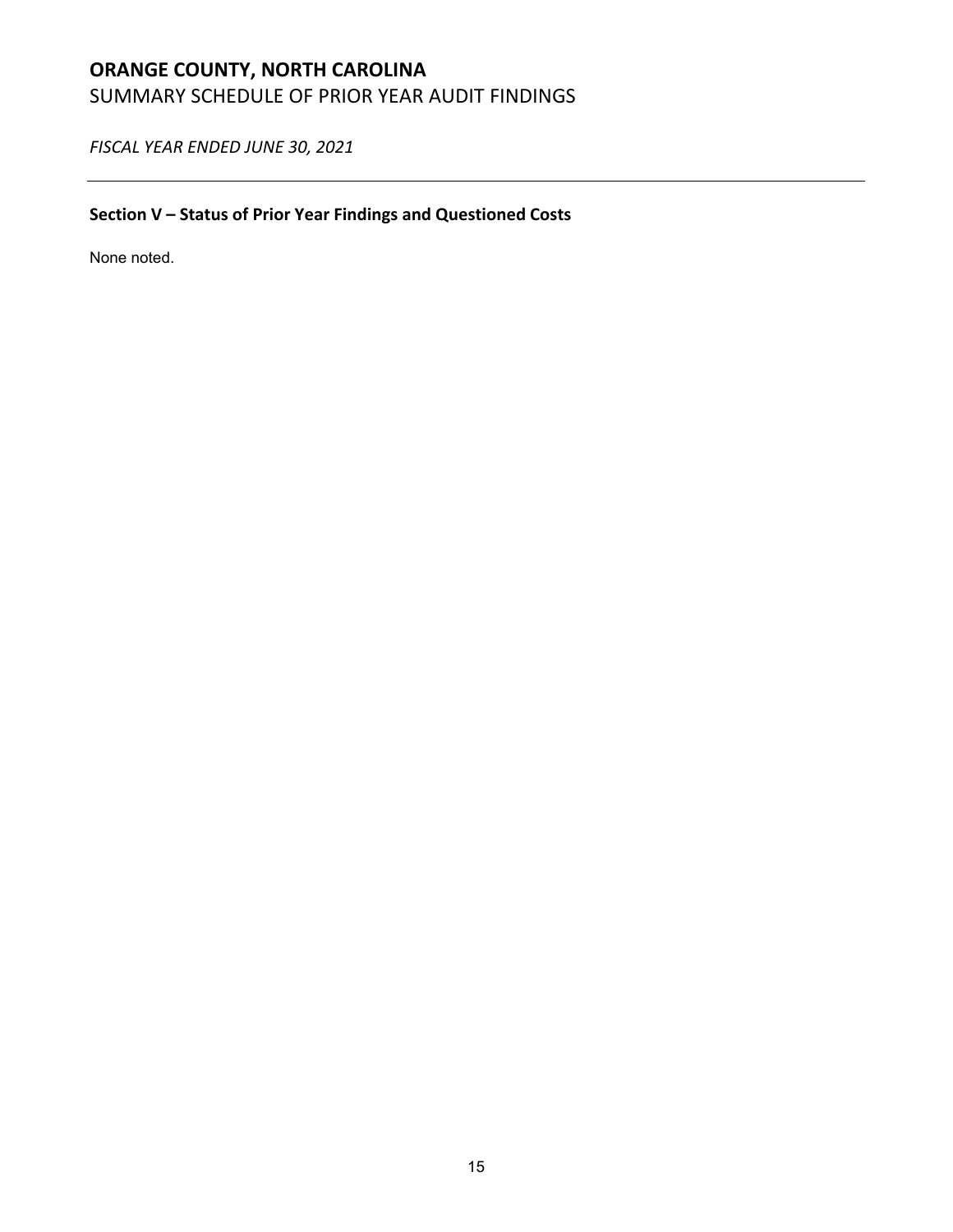# ORANGE COUNTY, NORTH CAROLINA

SUMMARY SCHEDULE OF PRIOR YEAR AUDIT FINDINGS

*FISCAL YEAR ENDED JUNE 30, 2021*

---

## Section V – Status of Prior Year Findings and Questioned Costs

None noted.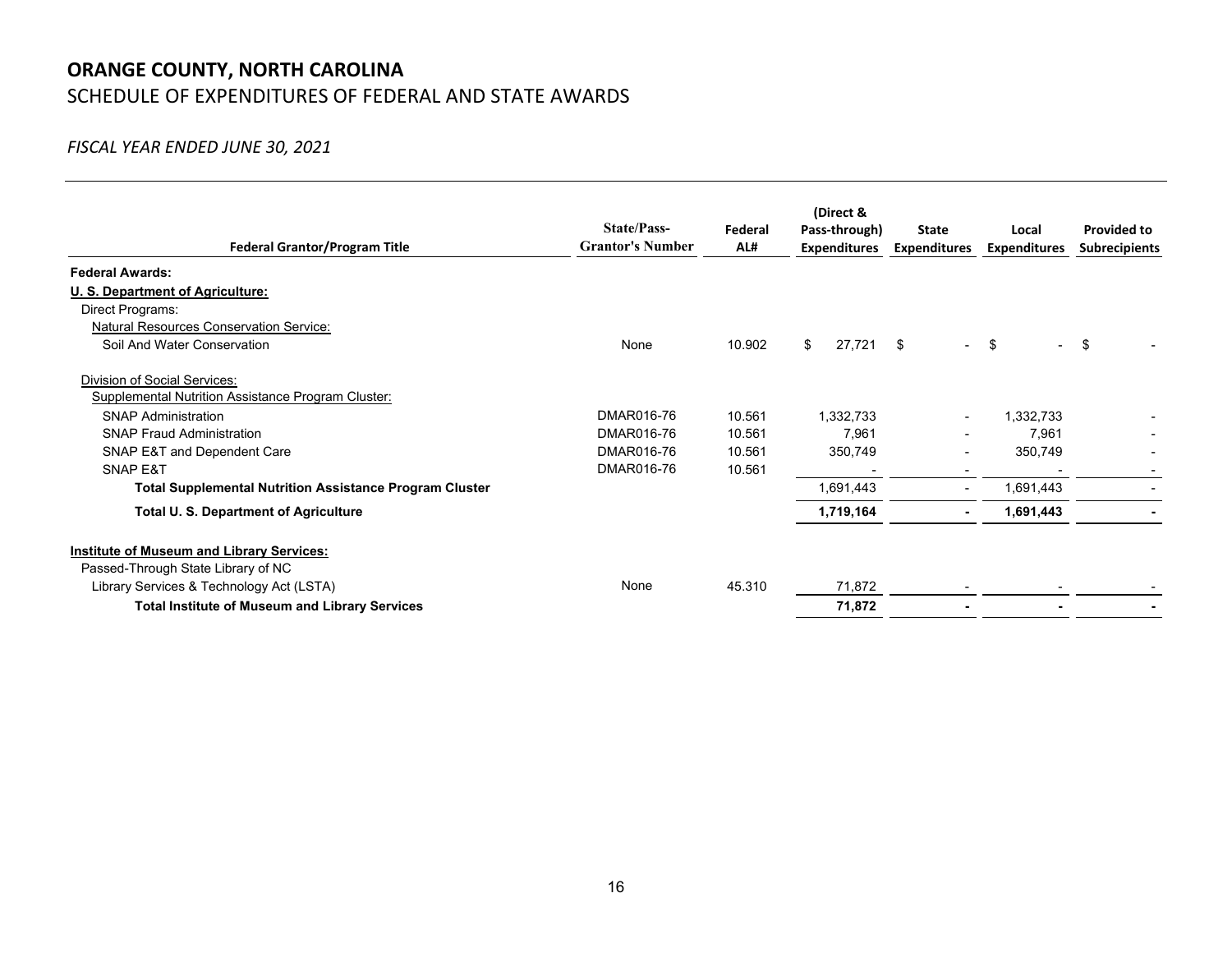## ORANGE COUNTY, NORTH CAROLINA

SCHEDULE OF EXPENDITURES OF FEDERAL AND STATE AWARDS

*FISCAL YEAR ENDED JUNE 30, 2021*

| Federal Grantor/Program Title | State/Pass-Grantor's Number | Federal AL# | (Direct & Pass-through) Expenditures | State Expenditures | Local Expenditures | Provided to Subrecipients |
|---|---|---|---|---|---|---|
| **Federal Awards:** | | | | | | |
| **U. S. Department of Agriculture:** | | | | | | |
| Direct Programs: | | | | | | |
| Natural Resources Conservation Service: | | | | | | |
| Soil And Water Conservation | None | 10.902 | $ 27,721 | $ - | $ - | $ - |
| Division of Social Services: | | | | | | |
| Supplemental Nutrition Assistance Program Cluster: | | | | | | |
| SNAP Administration | DMAR016-76 | 10.561 | 1,332,733 | - | 1,332,733 | - |
| SNAP Fraud Administration | DMAR016-76 | 10.561 | 7,961 | - | 7,961 | - |
| SNAP E&T and Dependent Care | DMAR016-76 | 10.561 | 350,749 | - | 350,749 | - |
| SNAP E&T | DMAR016-76 | 10.561 | - | - | - | - |
| **Total Supplemental Nutrition Assistance Program Cluster** | | | 1,691,443 | - | 1,691,443 | - |
| **Total U. S. Department of Agriculture** | | | **1,719,164** | **-** | **1,691,443** | **-** |
| **Institute of Museum and Library Services:** | | | | | | |
| Passed-Through State Library of NC | | | | | | |
| Library Services & Technology Act (LSTA) | None | 45.310 | 71,872 | - | - | - |
| **Total Institute of Museum and Library Services** | | | **71,872** | **-** | **-** | **-** |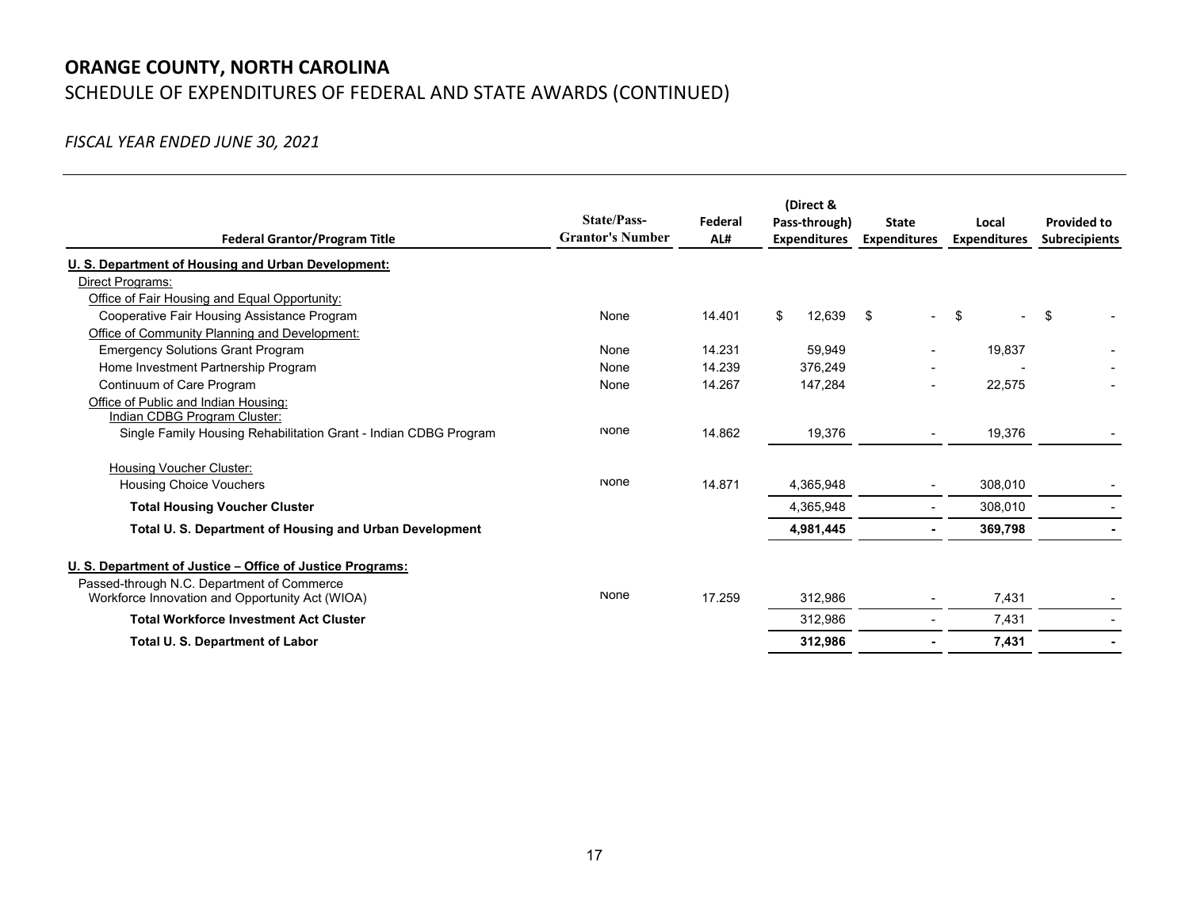# ORANGE COUNTY, NORTH CAROLINA

## SCHEDULE OF EXPENDITURES OF FEDERAL AND STATE AWARDS (CONTINUED)

*FISCAL YEAR ENDED JUNE 30, 2021*

| Federal Grantor/Program Title | State/Pass-Grantor's Number | Federal AL# | (Direct & Pass-through) Expenditures | State Expenditures | Local Expenditures | Provided to Subrecipients |
|---|---|---|---|---|---|---|
| U. S. Department of Housing and Urban Development: | | | | | | |
| Direct Programs: | | | | | | |
| Office of Fair Housing and Equal Opportunity: | | | | | | |
| Cooperative Fair Housing Assistance Program | None | 14.401 | $ 12,639 | $ - | $ - | $ - |
| Office of Community Planning and Development: | | | | | | |
| Emergency Solutions Grant Program | None | 14.231 | 59,949 | - | 19,837 | - |
| Home Investment Partnership Program | None | 14.239 | 376,249 | - | - | - |
| Continuum of Care Program | None | 14.267 | 147,284 | - | 22,575 | - |
| Office of Public and Indian Housing: | | | | | | |
| Indian CDBG Program Cluster: | | | | | | |
| Single Family Housing Rehabilitation Grant - Indian CDBG Program | None | 14.862 | 19,376 | - | 19,376 | - |
| Housing Voucher Cluster: | | | | | | |
| Housing Choice Vouchers | None | 14.871 | 4,365,948 | - | 308,010 | - |
| **Total Housing Voucher Cluster** | | | 4,365,948 | - | 308,010 | - |
| **Total U. S. Department of Housing and Urban Development** | | | **4,981,445** | **-** | **369,798** | **-** |
| U. S. Department of Justice – Office of Justice Programs: | | | | | | |
| Passed-through N.C. Department of Commerce | | | | | | |
| Workforce Innovation and Opportunity Act (WIOA) | None | 17.259 | 312,986 | - | 7,431 | - |
| **Total Workforce Investment Act Cluster** | | | 312,986 | - | 7,431 | - |
| **Total U. S. Department of Labor** | | | **312,986** | **-** | **7,431** | **-** |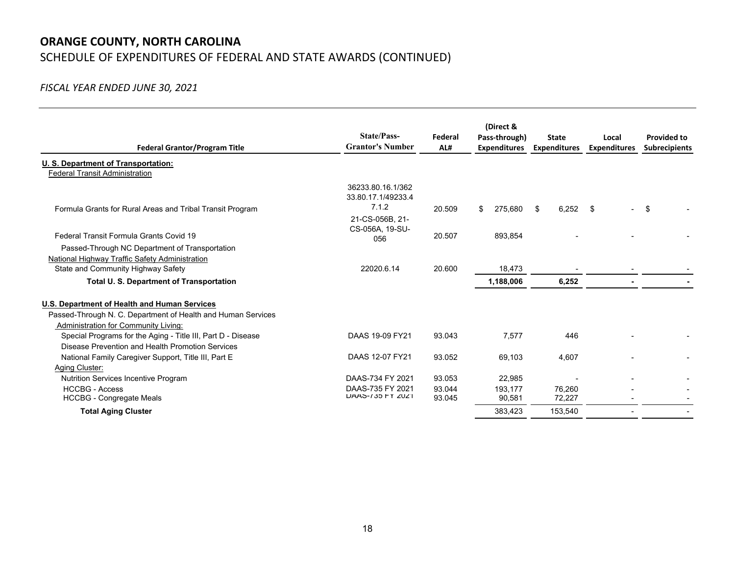# ORANGE COUNTY, NORTH CAROLINA

SCHEDULE OF EXPENDITURES OF FEDERAL AND STATE AWARDS (CONTINUED)

*FISCAL YEAR ENDED JUNE 30, 2021*

| Federal Grantor/Program Title | State/Pass-Grantor's Number | Federal AL# | (Direct & Pass-through) Expenditures | State Expenditures | Local Expenditures | Provided to Subrecipients |
|---|---|---|---|---|---|---|
| **U. S. Department of Transportation:** | | | | | | |
| Federal Transit Administration | | | | | | |
| Formula Grants for Rural Areas and Tribal Transit Program | 36233.80.16.1/36233.80.17.1/49233.47.1.2 | 20.509 | $ 275,680 | $ 6,252 | $ - | $ - |
| Federal Transit Formula Grants Covid 19 | 21-CS-056B, 21-CS-056A, 19-SU-056 | 20.507 | 893,854 | - | - | - |
| Passed-Through NC Department of Transportation | | | | | | |
| National Highway Traffic Safety Administration | | | | | | |
| State and Community Highway Safety | 22020.6.14 | 20.600 | 18,473 | - | - | - |
| **Total U. S. Department of Transportation** | | | **1,188,006** | **6,252** | **-** | **-** |
| **U.S. Department of Health and Human Services** | | | | | | |
| Passed-Through N. C. Department of Health and Human Services | | | | | | |
| Administration for Community Living: | | | | | | |
| Special Programs for the Aging - Title III, Part D - Disease Disease Prevention and Health Promotion Services | DAAS 19-09 FY21 | 93.043 | 7,577 | 446 | - | - |
| National Family Caregiver Support, Title III, Part E | DAAS 12-07 FY21 | 93.052 | 69,103 | 4,607 | - | - |
| Aging Cluster: | | | | | | |
| Nutrition Services Incentive Program | DAAS-734 FY 2021 | 93.053 | 22,985 | - | - | - |
| HCCBG - Access | DAAS-735 FY 2021 | 93.044 | 193,177 | 76,260 | - | - |
| HCCBG - Congregate Meals | DAAS-735 FY 2021 | 93.045 | 90,581 | 72,227 | - | - |
| **Total Aging Cluster** | | | 383,423 | 153,540 | - | - |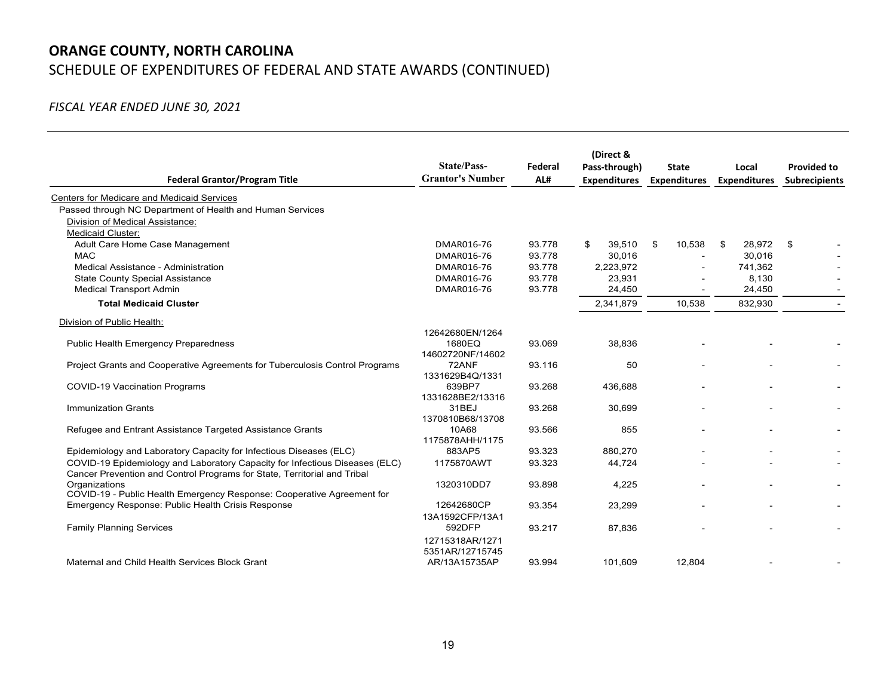# ORANGE COUNTY, NORTH CAROLINA

SCHEDULE OF EXPENDITURES OF FEDERAL AND STATE AWARDS (CONTINUED)

*FISCAL YEAR ENDED JUNE 30, 2021*

| Federal Grantor/Program Title | State/Pass-Grantor's Number | Federal AL# | (Direct & Pass-through) Expenditures | State Expenditures | Local Expenditures | Provided to Subrecipients |
|---|---|---|---|---|---|---|
| Centers for Medicare and Medicaid Services | | | | | | |
| Passed through NC Department of Health and Human Services | | | | | | |
| Division of Medical Assistance: | | | | | | |
| Medicaid Cluster: | | | | | | |
| Adult Care Home Case Management | DMAR016-76 | 93.778 | $ 39,510 | $ 10,538 | $ 28,972 | $ - |
| MAC | DMAR016-76 | 93.778 | 30,016 | - | 30,016 | - |
| Medical Assistance - Administration | DMAR016-76 | 93.778 | 2,223,972 | - | 741,362 | - |
| State County Special Assistance | DMAR016-76 | 93.778 | 23,931 | - | 8,130 | - |
| Medical Transport Admin | DMAR016-76 | 93.778 | 24,450 | - | 24,450 | - |
| **Total Medicaid Cluster** | | | 2,341,879 | 10,538 | 832,930 | - |
| Division of Public Health: | | | | | | |
| Public Health Emergency Preparedness | 12642680EN/12641680EQ | 93.069 | 38,836 | - | - | - |
| Project Grants and Cooperative Agreements for Tuberculosis Control Programs | 14602720NF/1460272ANF | 93.116 | 50 | - | - | - |
| COVID-19 Vaccination Programs | 1331629B4Q/1331639BP7 | 93.268 | 436,688 | - | - | - |
| Immunization Grants | 1331628BE2/1331631BEJ | 93.268 | 30,699 | - | - | - |
| Refugee and Entrant Assistance Targeted Assistance Grants | 1370810B68/1370810A68 | 93.566 | 855 | - | - | - |
| Epidemiology and Laboratory Capacity for Infectious Diseases (ELC) | 1175878AHH/1175883AP5 | 93.323 | 880,270 | - | - | - |
| COVID-19 Epidemiology and Laboratory Capacity for Infectious Diseases (ELC) | 1175870AWT | 93.323 | 44,724 | - | - | - |
| Cancer Prevention and Control Programs for State, Territorial and Tribal Organizations | 1320310DD7 | 93.898 | 4,225 | - | - | - |
| COVID-19 - Public Health Emergency Response: Cooperative Agreement for Emergency Response: Public Health Crisis Response | 12642680CP | 93.354 | 23,299 | - | - | - |
| Family Planning Services | 13A1592CFP/13A1592DFP | 93.217 | 87,836 | - | - | - |
| Maternal and Child Health Services Block Grant | 12715318AR/12715351AR/12715745AR/13A15735AP | 93.994 | 101,609 | 12,804 | - | - |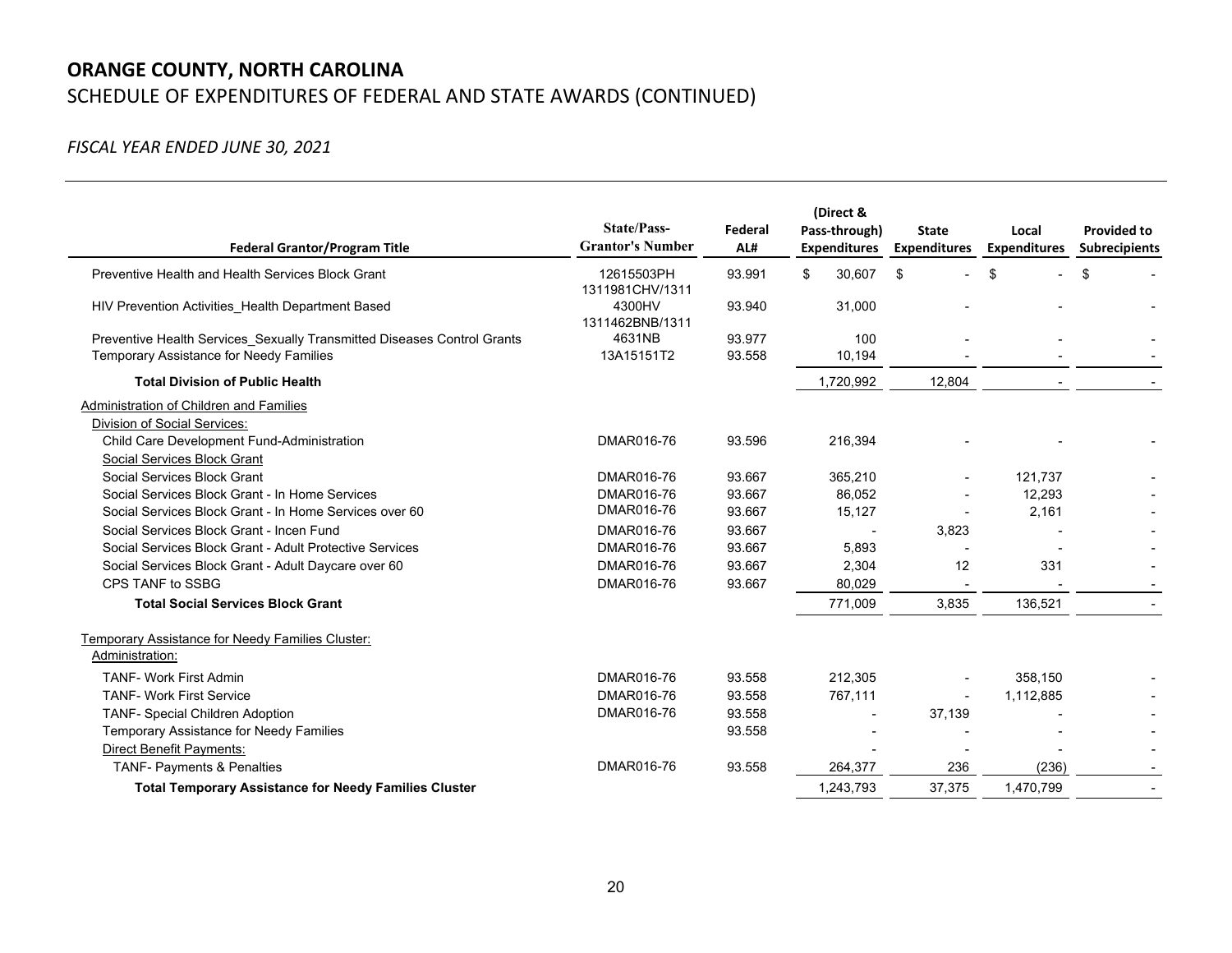# ORANGE COUNTY, NORTH CAROLINA

## SCHEDULE OF EXPENDITURES OF FEDERAL AND STATE AWARDS (CONTINUED)

*FISCAL YEAR ENDED JUNE 30, 2021*

| Federal Grantor/Program Title | State/Pass-Grantor's Number | Federal AL# | (Direct & Pass-through) Expenditures | State Expenditures | Local Expenditures | Provided to Subrecipients |
|---|---|---|---|---|---|---|
| Preventive Health and Health Services Block Grant | 12615503PH | 93.991 | $ 30,607 | $ - | $ - | $ - |
| HIV Prevention Activities_Health Department Based | 1311981CHV/13114300HV | 93.940 | 31,000 | - | - | - |
| Preventive Health Services_Sexually Transmitted Diseases Control Grants | 1311462BNB/13114631NB | 93.977 | 100 | - | - | - |
| Temporary Assistance for Needy Families | 13A15151T2 | 93.558 | 10,194 | - | - | - |
| **Total Division of Public Health** | | | 1,720,992 | 12,804 | - | - |
| Administration of Children and Families | | | | | | |
| Division of Social Services: | | | | | | |
| Child Care Development Fund-Administration | DMAR016-76 | 93.596 | 216,394 | - | - | - |
| Social Services Block Grant | | | | | | |
| Social Services Block Grant | DMAR016-76 | 93.667 | 365,210 | - | 121,737 | - |
| Social Services Block Grant - In Home Services | DMAR016-76 | 93.667 | 86,052 | - | 12,293 | - |
| Social Services Block Grant - In Home Services over 60 | DMAR016-76 | 93.667 | 15,127 | - | 2,161 | - |
| Social Services Block Grant - Incen Fund | DMAR016-76 | 93.667 | - | 3,823 | - | - |
| Social Services Block Grant - Adult Protective Services | DMAR016-76 | 93.667 | 5,893 | - | - | - |
| Social Services Block Grant - Adult Daycare over 60 | DMAR016-76 | 93.667 | 2,304 | 12 | 331 | - |
| CPS TANF to SSBG | DMAR016-76 | 93.667 | 80,029 | - | - | - |
| **Total Social Services Block Grant** | | | 771,009 | 3,835 | 136,521 | - |
| Temporary Assistance for Needy Families Cluster: | | | | | | |
| Administration: | | | | | | |
| TANF- Work First Admin | DMAR016-76 | 93.558 | 212,305 | - | 358,150 | - |
| TANF- Work First Service | DMAR016-76 | 93.558 | 767,111 | - | 1,112,885 | - |
| TANF- Special Children Adoption | DMAR016-76 | 93.558 | - | 37,139 | - | - |
| Temporary Assistance for Needy Families | | 93.558 | - | - | - | - |
| Direct Benefit Payments: | | | - | - | - | - |
| TANF- Payments & Penalties | DMAR016-76 | 93.558 | 264,377 | 236 | (236) | - |
| **Total Temporary Assistance for Needy Families Cluster** | | | 1,243,793 | 37,375 | 1,470,799 | - |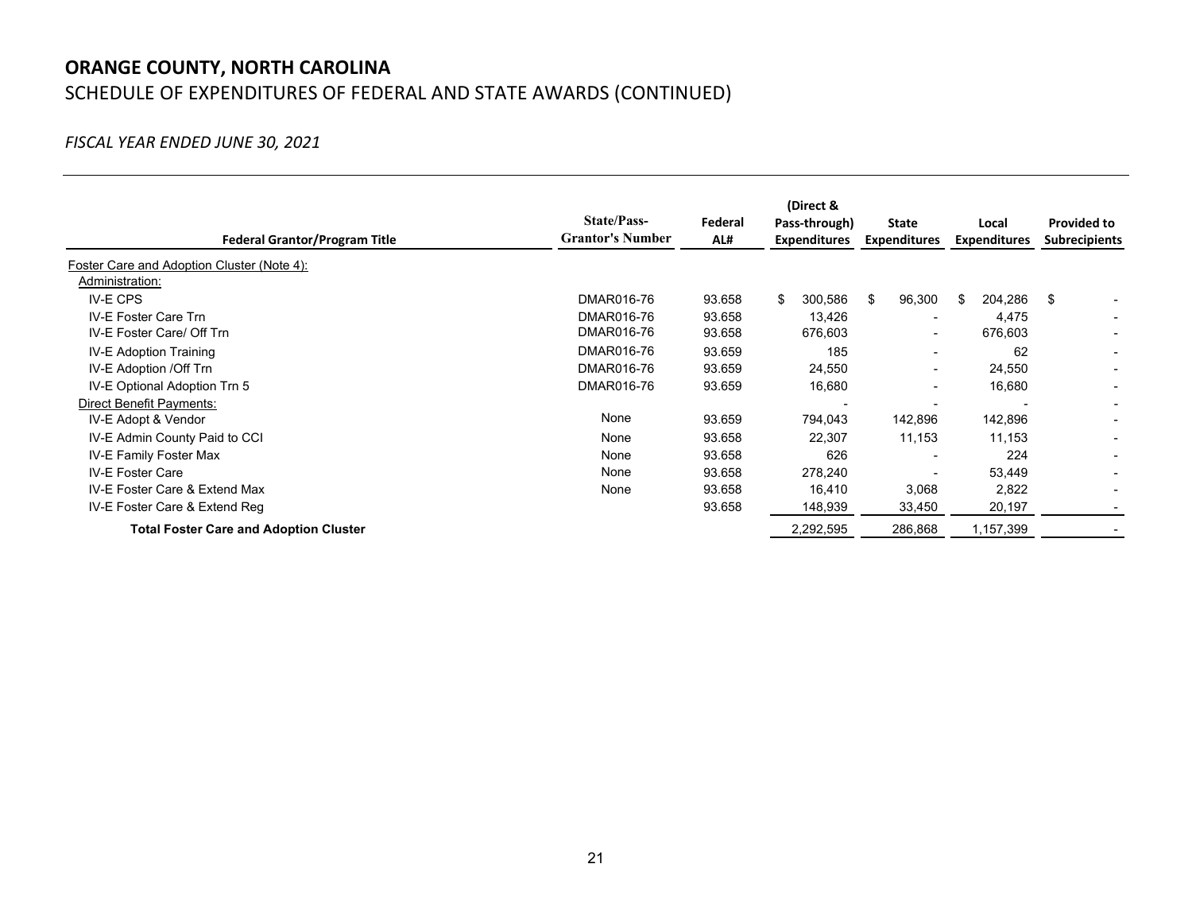# ORANGE COUNTY, NORTH CAROLINA

SCHEDULE OF EXPENDITURES OF FEDERAL AND STATE AWARDS (CONTINUED)

*FISCAL YEAR ENDED JUNE 30, 2021*

| Federal Grantor/Program Title | State/Pass-Grantor's Number | Federal AL# | (Direct & Pass-through) Expenditures | State Expenditures | Local Expenditures | Provided to Subrecipients |
|---|---|---|---|---|---|---|
| Foster Care and Adoption Cluster (Note 4): | | | | | | |
| Administration: | | | | | | |
| IV-E CPS | DMAR016-76 | 93.658 | $ 300,586 | $ 96,300 | $ 204,286 | $ - |
| IV-E Foster Care Trn | DMAR016-76 | 93.658 | 13,426 | - | 4,475 | - |
| IV-E Foster Care/ Off Trn | DMAR016-76 | 93.658 | 676,603 | - | 676,603 | - |
| IV-E Adoption Training | DMAR016-76 | 93.659 | 185 | - | 62 | - |
| IV-E Adoption /Off Trn | DMAR016-76 | 93.659 | 24,550 | - | 24,550 | - |
| IV-E Optional Adoption Trn 5 | DMAR016-76 | 93.659 | 16,680 | - | 16,680 | - |
| Direct Benefit Payments: | | | - | - | - | - |
| IV-E Adopt & Vendor | None | 93.659 | 794,043 | 142,896 | 142,896 | - |
| IV-E Admin County Paid to CCI | None | 93.658 | 22,307 | 11,153 | 11,153 | - |
| IV-E Family Foster Max | None | 93.658 | 626 | - | 224 | - |
| IV-E Foster Care | None | 93.658 | 278,240 | - | 53,449 | - |
| IV-E Foster Care & Extend Max | None | 93.658 | 16,410 | 3,068 | 2,822 | - |
| IV-E Foster Care & Extend Reg | | 93.658 | 148,939 | 33,450 | 20,197 | - |
| **Total Foster Care and Adoption Cluster** | | | 2,292,595 | 286,868 | 1,157,399 | - |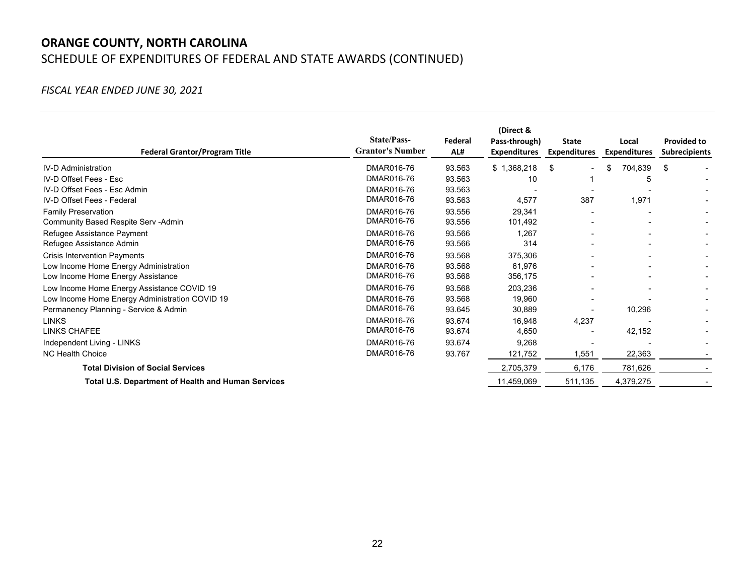# ORANGE COUNTY, NORTH CAROLINA

## SCHEDULE OF EXPENDITURES OF FEDERAL AND STATE AWARDS (CONTINUED)

*FISCAL YEAR ENDED JUNE 30, 2021*

| Federal Grantor/Program Title | State/Pass-Grantor's Number | Federal AL# | (Direct & Pass-through) Expenditures | State Expenditures | Local Expenditures | Provided to Subrecipients |
|---|---|---|---|---|---|---|
| IV-D Administration | DMAR016-76 | 93.563 | $ 1,368,218 | $ - | $ 704,839 | $ - |
| IV-D Offset Fees - Esc | DMAR016-76 | 93.563 | 10 | 1 | 5 | - |
| IV-D Offset Fees - Esc Admin | DMAR016-76 | 93.563 | - | - | - | - |
| IV-D Offset Fees - Federal | DMAR016-76 | 93.563 | 4,577 | 387 | 1,971 | - |
| Family Preservation | DMAR016-76 | 93.556 | 29,341 | - | - | - |
| Community Based Respite Serv -Admin | DMAR016-76 | 93.556 | 101,492 | - | - | - |
| Refugee Assistance Payment | DMAR016-76 | 93.566 | 1,267 | - | - | - |
| Refugee Assistance Admin | DMAR016-76 | 93.566 | 314 | - | - | - |
| Crisis Intervention Payments | DMAR016-76 | 93.568 | 375,306 | - | - | - |
| Low Income Home Energy Administration | DMAR016-76 | 93.568 | 61,976 | - | - | - |
| Low Income Home Energy Assistance | DMAR016-76 | 93.568 | 356,175 | - | - | - |
| Low Income Home Energy Assistance COVID 19 | DMAR016-76 | 93.568 | 203,236 | - | - | - |
| Low Income Home Energy Administration COVID 19 | DMAR016-76 | 93.568 | 19,960 | - | - | - |
| Permanency Planning - Service & Admin | DMAR016-76 | 93.645 | 30,889 | - | 10,296 | - |
| LINKS | DMAR016-76 | 93.674 | 16,948 | 4,237 | - | - |
| LINKS CHAFEE | DMAR016-76 | 93.674 | 4,650 | - | 42,152 | - |
| Independent Living - LINKS | DMAR016-76 | 93.674 | 9,268 | - | - | - |
| NC Health Choice | DMAR016-76 | 93.767 | 121,752 | 1,551 | 22,363 | - |
| **Total Division of Social Services** | | | 2,705,379 | 6,176 | 781,626 | - |
| **Total U.S. Department of Health and Human Services** | | | 11,459,069 | 511,135 | 4,379,275 | - |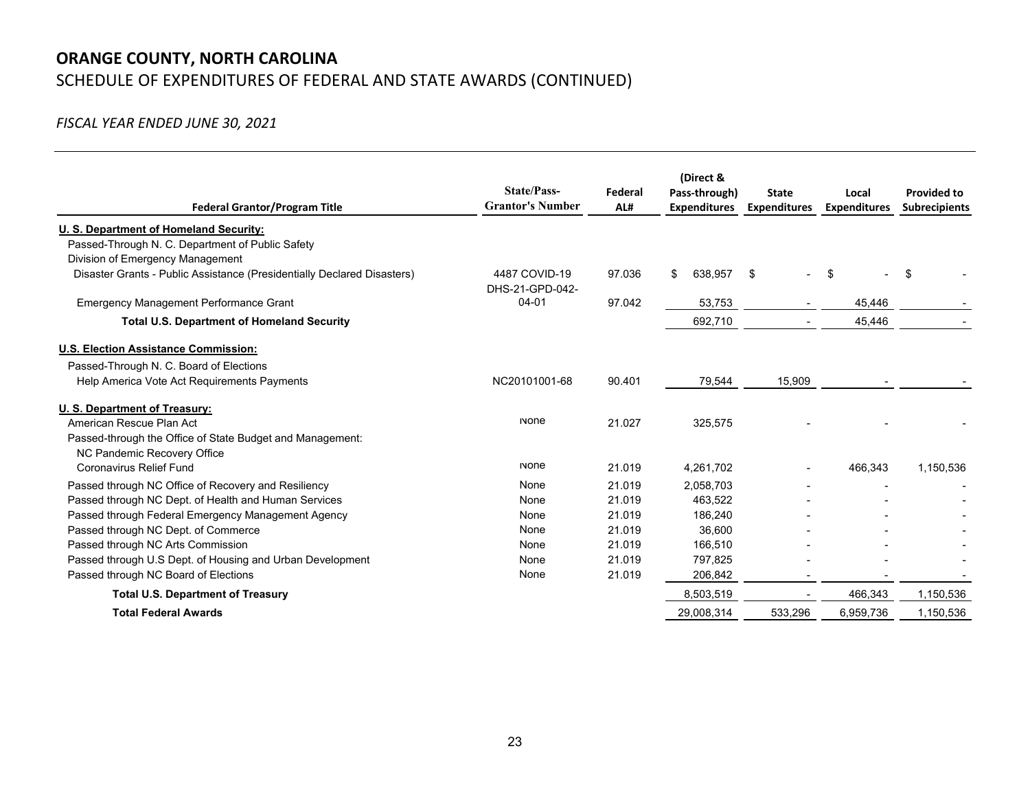# ORANGE COUNTY, NORTH CAROLINA

SCHEDULE OF EXPENDITURES OF FEDERAL AND STATE AWARDS (CONTINUED)

*FISCAL YEAR ENDED JUNE 30, 2021*

| Federal Grantor/Program Title | State/Pass-Grantor's Number | Federal AL# | (Direct & Pass-through) Expenditures | State Expenditures | Local Expenditures | Provided to Subrecipients |
|---|---|---|---|---|---|---|
| **U. S. Department of Homeland Security:** | | | | | | |
| Passed-Through N. C. Department of Public Safety | | | | | | |
| Division of Emergency Management | | | | | | |
| Disaster Grants - Public Assistance (Presidentially Declared Disasters) | 4487 COVID-19 | 97.036 | $ 638,957 | $ - | $ - | $ - |
| Emergency Management Performance Grant | DHS-21-GPD-042-04-01 | 97.042 | 53,753 | - | 45,446 | - |
| **Total U.S. Department of Homeland Security** | | | 692,710 | - | 45,446 | - |
| **U.S. Election Assistance Commission:** | | | | | | |
| Passed-Through N. C. Board of Elections | | | | | | |
| Help America Vote Act Requirements Payments | NC20101001-68 | 90.401 | 79,544 | 15,909 | - | - |
| **U. S. Department of Treasury:** | | | | | | |
| American Rescue Plan Act | None | 21.027 | 325,575 | - | - | - |
| Passed-through the Office of State Budget and Management: | | | | | | |
| NC Pandemic Recovery Office | | | | | | |
| Coronavirus Relief Fund | None | 21.019 | 4,261,702 | - | 466,343 | 1,150,536 |
| Passed through NC Office of Recovery and Resiliency | None | 21.019 | 2,058,703 | - | - | - |
| Passed through NC Dept. of Health and Human Services | None | 21.019 | 463,522 | - | - | - |
| Passed through Federal Emergency Management Agency | None | 21.019 | 186,240 | - | - | - |
| Passed through NC Dept. of Commerce | None | 21.019 | 36,600 | - | - | - |
| Passed through NC Arts Commission | None | 21.019 | 166,510 | - | - | - |
| Passed through U.S Dept. of Housing and Urban Development | None | 21.019 | 797,825 | - | - | - |
| Passed through NC Board of Elections | None | 21.019 | 206,842 | - | - | - |
| **Total U.S. Department of Treasury** | | | 8,503,519 | - | 466,343 | 1,150,536 |
| **Total Federal Awards** | | | 29,008,314 | 533,296 | 6,959,736 | 1,150,536 |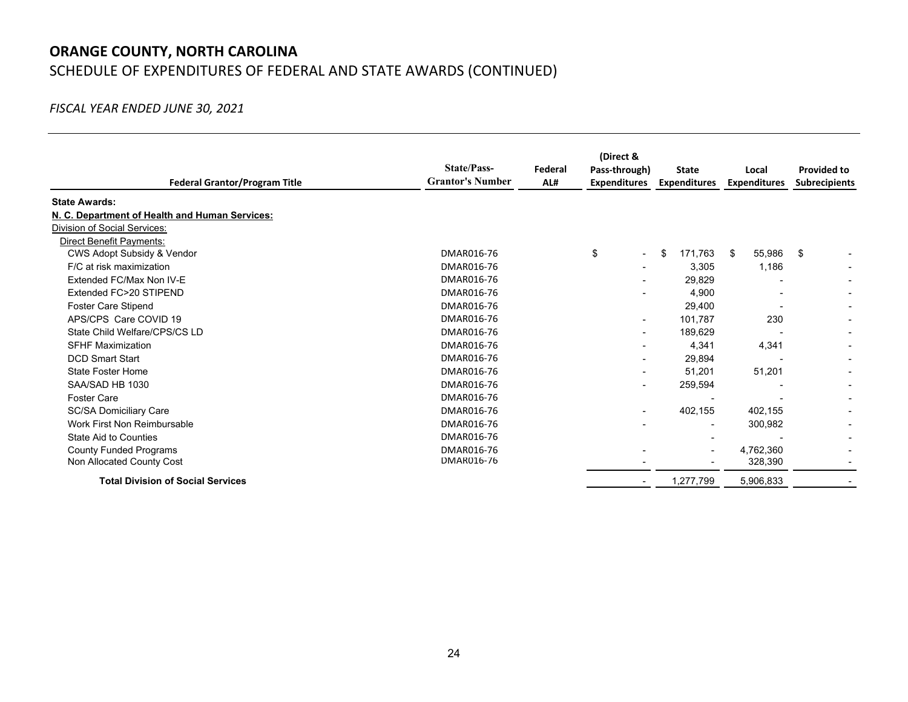## ORANGE COUNTY, NORTH CAROLINA

SCHEDULE OF EXPENDITURES OF FEDERAL AND STATE AWARDS (CONTINUED)

*FISCAL YEAR ENDED JUNE 30, 2021*

| Federal Grantor/Program Title | State/Pass-Grantor's Number | Federal AL# | (Direct & Pass-through) Expenditures | State Expenditures | Local Expenditures | Provided to Subrecipients |
|---|---|---|---|---|---|---|
| **State Awards:** | | | | | | |
| **N. C. Department of Health and Human Services:** | | | | | | |
| Division of Social Services: | | | | | | |
| Direct Benefit Payments: | | | | | | |
| CWS Adopt Subsidy & Vendor | DMAR016-76 | | $ - | $ 171,763 | $ 55,986 | $ - |
| F/C at risk maximization | DMAR016-76 | | - | 3,305 | 1,186 | - |
| Extended FC/Max Non IV-E | DMAR016-76 | | - | 29,829 | - | - |
| Extended FC>20 STIPEND | DMAR016-76 | | - | 4,900 | - | - |
| Foster Care Stipend | DMAR016-76 | | | 29,400 | - | - |
| APS/CPS Care COVID 19 | DMAR016-76 | | - | 101,787 | 230 | - |
| State Child Welfare/CPS/CS LD | DMAR016-76 | | - | 189,629 | - | - |
| SFHF Maximization | DMAR016-76 | | - | 4,341 | 4,341 | - |
| DCD Smart Start | DMAR016-76 | | - | 29,894 | - | - |
| State Foster Home | DMAR016-76 | | - | 51,201 | 51,201 | - |
| SAA/SAD HB 1030 | DMAR016-76 | | - | 259,594 | - | - |
| Foster Care | DMAR016-76 | | | - | - | - |
| SC/SA Domiciliary Care | DMAR016-76 | | - | 402,155 | 402,155 | - |
| Work First Non Reimbursable | DMAR016-76 | | - | - | 300,982 | - |
| State Aid to Counties | DMAR016-76 | | | - | - | - |
| County Funded Programs | DMAR016-76 | | - | - | 4,762,360 | - |
| Non Allocated County Cost | DMAR016-76 | | - | - | 328,390 | - |
| **Total Division of Social Services** | | | - | 1,277,799 | 5,906,833 | - |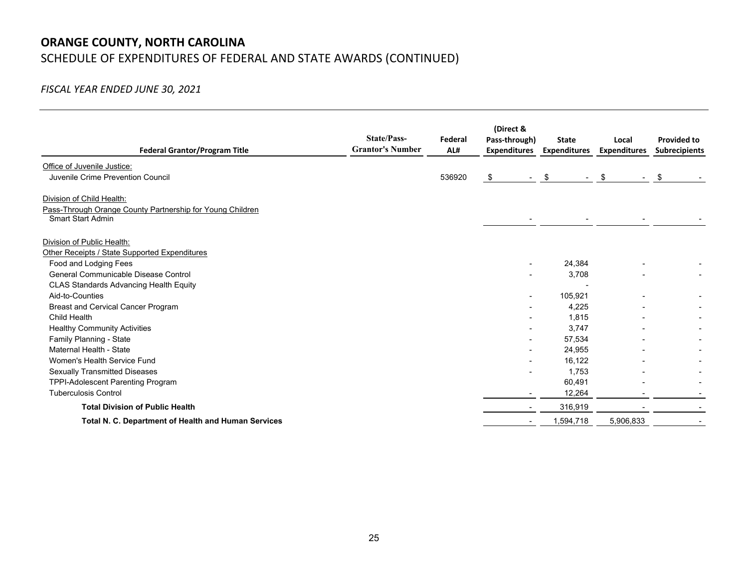**ORANGE COUNTY, NORTH CAROLINA**

SCHEDULE OF EXPENDITURES OF FEDERAL AND STATE AWARDS (CONTINUED)

*FISCAL YEAR ENDED JUNE 30, 2021*

| Federal Grantor/Program Title | State/Pass-Grantor's Number | Federal AL# | (Direct & Pass-through) Expenditures | State Expenditures | Local Expenditures | Provided to Subrecipients |
|---|---|---|---|---|---|---|
| Office of Juvenile Justice: | | | | | | |
| Juvenile Crime Prevention Council | | 536920 | $ - | $ - | $ - | $ - |
| Division of Child Health: | | | | | | |
| Pass-Through Orange County Partnership for Young Children | | | | | | |
| Smart Start Admin | | | - | - | - | - |
| Division of Public Health: | | | | | | |
| Other Receipts / State Supported Expenditures | | | | | | |
| Food and Lodging Fees | | | - | 24,384 | - | - |
| General Communicable Disease Control | | | - | 3,708 | - | - |
| CLAS Standards Advancing Health Equity | | | | - | | |
| Aid-to-Counties | | | - | 105,921 | - | - |
| Breast and Cervical Cancer Program | | | - | 4,225 | - | - |
| Child Health | | | - | 1,815 | - | - |
| Healthy Community Activities | | | - | 3,747 | - | - |
| Family Planning - State | | | - | 57,534 | - | - |
| Maternal Health - State | | | - | 24,955 | - | - |
| Women's Health Service Fund | | | - | 16,122 | - | - |
| Sexually Transmitted Diseases | | | - | 1,753 | - | - |
| TPPI-Adolescent Parenting Program | | | | 60,491 | - | - |
| Tuberculosis Control | | | - | 12,264 | - | - |
| **Total Division of Public Health** | | | - | 316,919 | - | - |
| **Total N. C. Department of Health and Human Services** | | | - | 1,594,718 | 5,906,833 | - |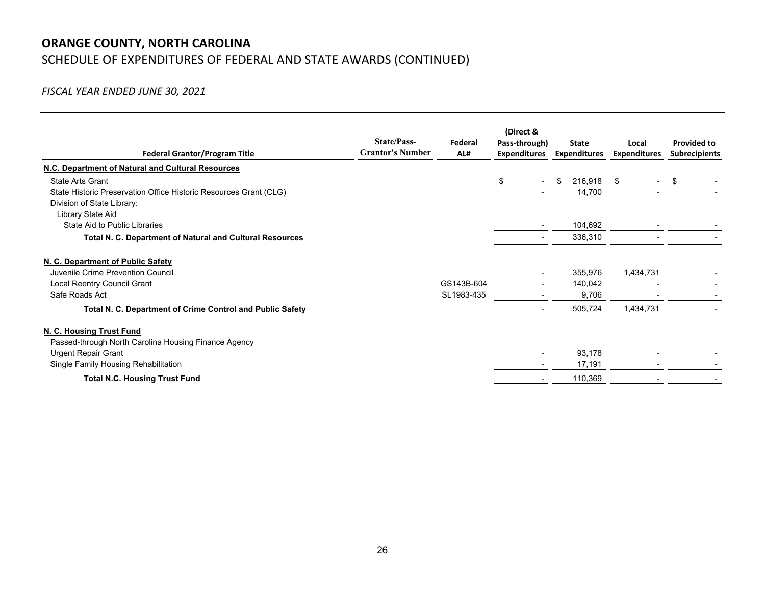# ORANGE COUNTY, NORTH CAROLINA

SCHEDULE OF EXPENDITURES OF FEDERAL AND STATE AWARDS (CONTINUED)

*FISCAL YEAR ENDED JUNE 30, 2021*

| Federal Grantor/Program Title | State/Pass-Grantor's Number | Federal AL# | (Direct & Pass-through) Expenditures | State Expenditures | Local Expenditures | Provided to Subrecipients |
|---|---|---|---|---|---|---|
| **N.C. Department of Natural and Cultural Resources** | | | | | | |
| State Arts Grant | | | $ - | $ 216,918 | $ - | $ - |
| State Historic Preservation Office Historic Resources Grant (CLG) | | | - | 14,700 | - | - |
| Division of State Library: | | | | | | |
| Library State Aid | | | | | | |
| State Aid to Public Libraries | | | - | 104,692 | - | - |
| **Total N. C. Department of Natural and Cultural Resources** | | | - | 336,310 | - | - |
| **N. C. Department of Public Safety** | | | | | | |
| Juvenile Crime Prevention Council | | | - | 355,976 | 1,434,731 | - |
| Local Reentry Council Grant | | GS143B-604 | - | 140,042 | - | - |
| Safe Roads Act | | SL1983-435 | - | 9,706 | - | - |
| **Total N. C. Department of Crime Control and Public Safety** | | | - | 505,724 | 1,434,731 | - |
| **N. C. Housing Trust Fund** | | | | | | |
| Passed-through North Carolina Housing Finance Agency | | | | | | |
| Urgent Repair Grant | | | - | 93,178 | - | - |
| Single Family Housing Rehabilitation | | | - | 17,191 | - | - |
| **Total N.C. Housing Trust Fund** | | | - | 110,369 | - | - |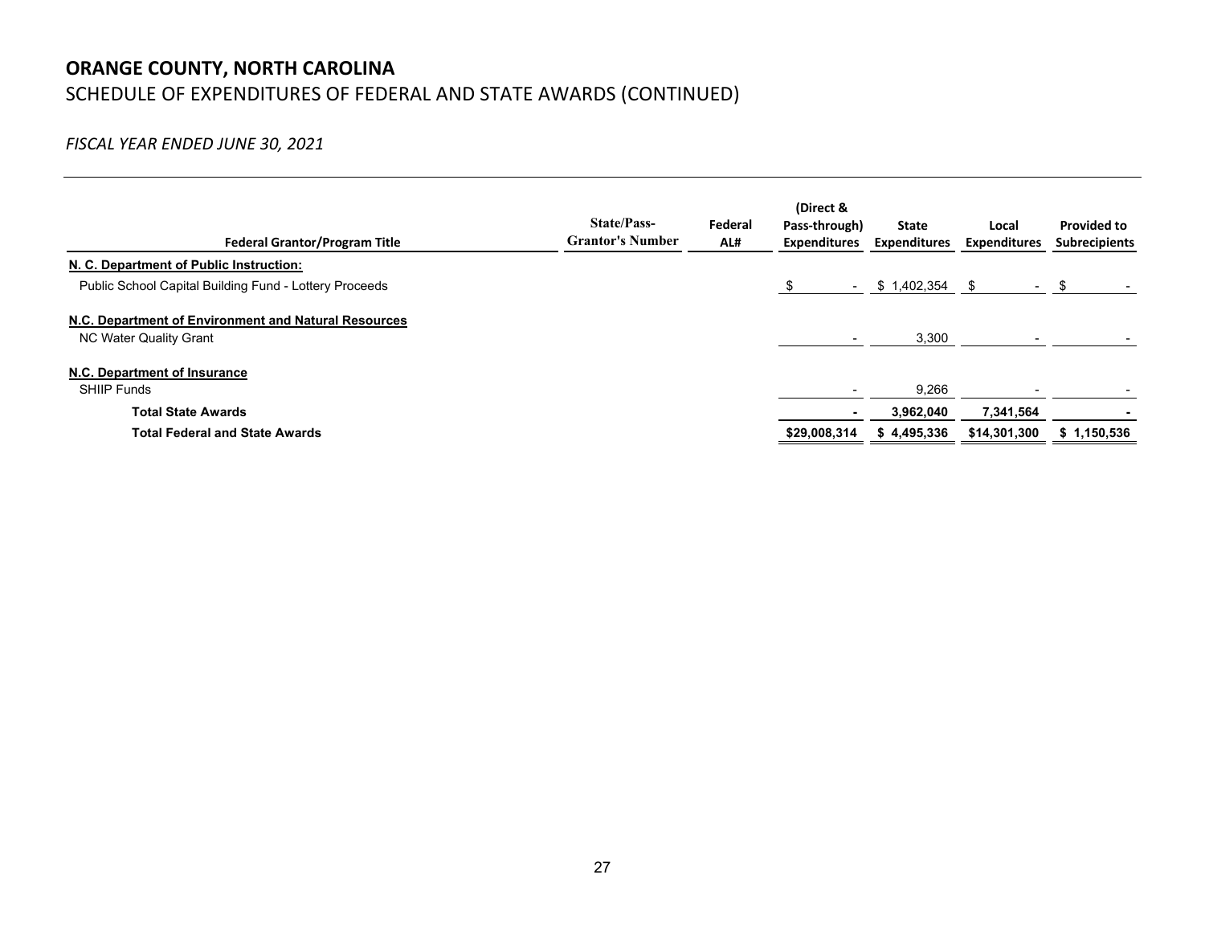# ORANGE COUNTY, NORTH CAROLINA

SCHEDULE OF EXPENDITURES OF FEDERAL AND STATE AWARDS (CONTINUED)

*FISCAL YEAR ENDED JUNE 30, 2021*

| Federal Grantor/Program Title | State/Pass-Grantor's Number | Federal AL# | (Direct & Pass-through) Expenditures | State Expenditures | Local Expenditures | Provided to Subrecipients |
|---|---|---|---|---|---|---|
| **N. C. Department of Public Instruction:** | | | | | | |
| Public School Capital Building Fund - Lottery Proceeds | | | $ - | $ 1,402,354 | $ - | $ - |
| **N.C. Department of Environment and Natural Resources** | | | | | | |
| NC Water Quality Grant | | | - | 3,300 | - | - |
| **N.C. Department of Insurance** | | | | | | |
| SHIIP Funds | | | - | 9,266 | - | - |
| **Total State Awards** | | | **-** | **3,962,040** | **7,341,564** | **-** |
| **Total Federal and State Awards** | | | **$29,008,314** | **$ 4,495,336** | **$14,301,300** | **$ 1,150,536** |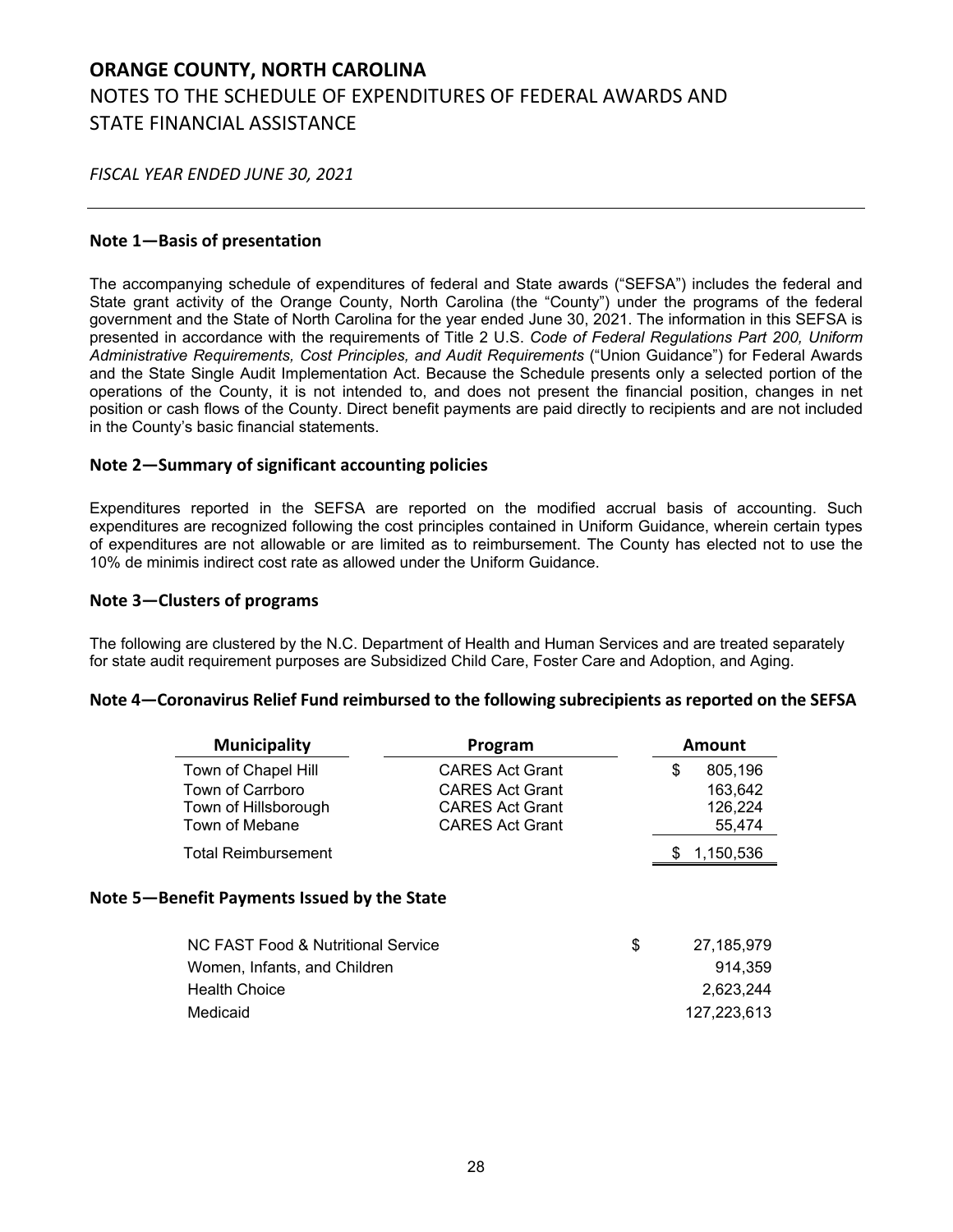# ORANGE COUNTY, NORTH CAROLINA
## NOTES TO THE SCHEDULE OF EXPENDITURES OF FEDERAL AWARDS AND STATE FINANCIAL ASSISTANCE

*FISCAL YEAR ENDED JUNE 30, 2021*

### Note 1—Basis of presentation

The accompanying schedule of expenditures of federal and State awards ("SEFSA") includes the federal and State grant activity of the Orange County, North Carolina (the "County") under the programs of the federal government and the State of North Carolina for the year ended June 30, 2021. The information in this SEFSA is presented in accordance with the requirements of Title 2 U.S. *Code of Federal Regulations Part 200, Uniform Administrative Requirements, Cost Principles, and Audit Requirements* ("Union Guidance") for Federal Awards and the State Single Audit Implementation Act. Because the Schedule presents only a selected portion of the operations of the County, it is not intended to, and does not present the financial position, changes in net position or cash flows of the County. Direct benefit payments are paid directly to recipients and are not included in the County's basic financial statements.

### Note 2—Summary of significant accounting policies

Expenditures reported in the SEFSA are reported on the modified accrual basis of accounting. Such expenditures are recognized following the cost principles contained in Uniform Guidance, wherein certain types of expenditures are not allowable or are limited as to reimbursement. The County has elected not to use the 10% de minimis indirect cost rate as allowed under the Uniform Guidance.

### Note 3—Clusters of programs

The following are clustered by the N.C. Department of Health and Human Services and are treated separately for state audit requirement purposes are Subsidized Child Care, Foster Care and Adoption, and Aging.

### Note 4—Coronavirus Relief Fund reimbursed to the following subrecipients as reported on the SEFSA

| Municipality | Program | Amount |
|---|---|---|
| Town of Chapel Hill | CARES Act Grant | $ 805,196 |
| Town of Carrboro | CARES Act Grant | 163,642 |
| Town of Hillsborough | CARES Act Grant | 126,224 |
| Town of Mebane | CARES Act Grant | 55,474 |
| Total Reimbursement | | $ 1,150,536 |

### Note 5—Benefit Payments Issued by the State

| | |
|---|---|
| NC FAST Food & Nutritional Service | $ 27,185,979 |
| Women, Infants, and Children | 914,359 |
| Health Choice | 2,623,244 |
| Medicaid | 127,223,613 |